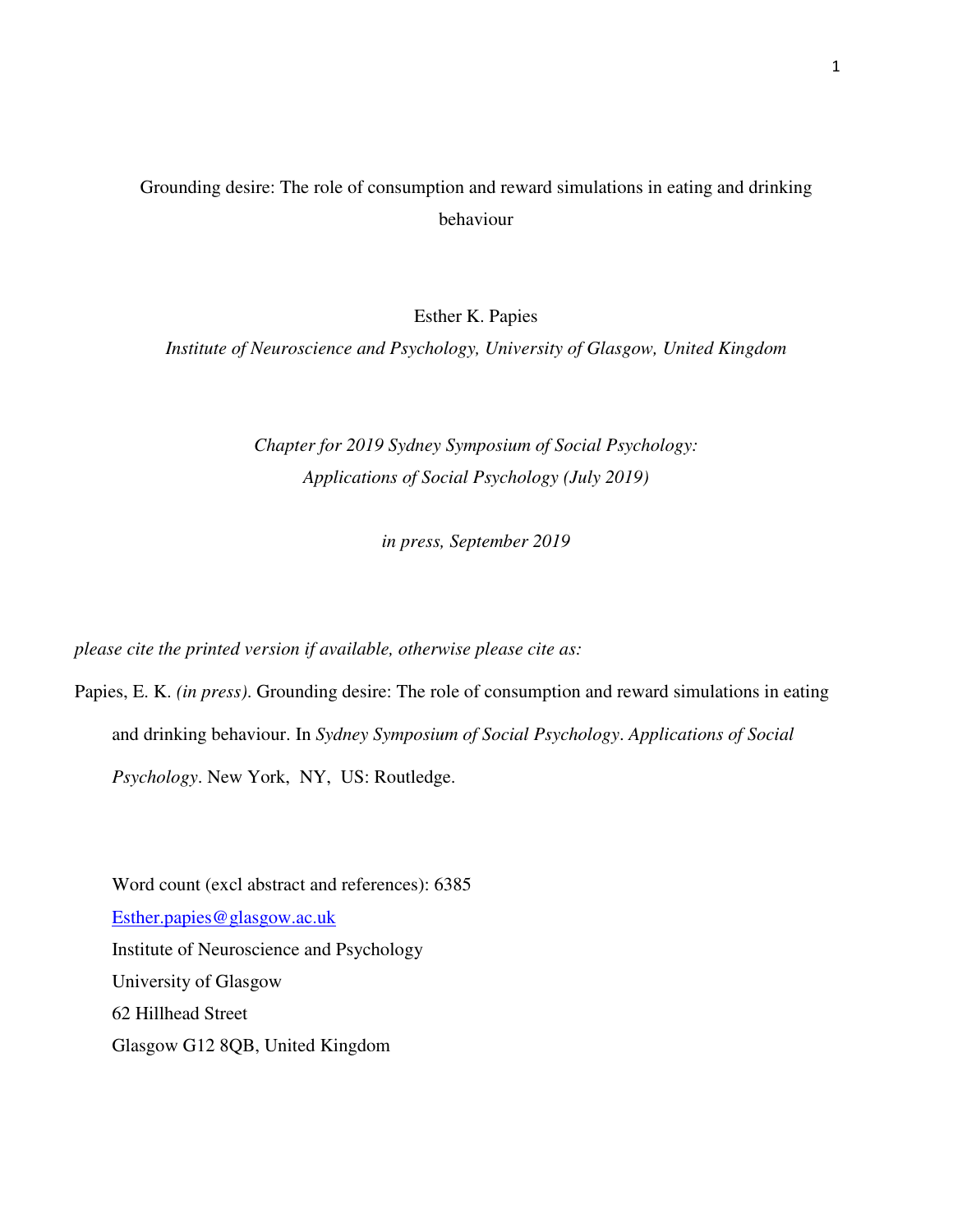# Grounding desire: The role of consumption and reward simulations in eating and drinking behaviour

Esther K. Papies

*Institute of Neuroscience and Psychology, University of Glasgow, United Kingdom*

*Chapter for 2019 Sydney Symposium of Social Psychology:*
*Applications of Social Psychology (July 2019)*

*in press, September 2019*

*please cite the printed version if available, otherwise please cite as:*

Papies, E. K. *(in press)*. Grounding desire: The role of consumption and reward simulations in eating and drinking behaviour. In *Sydney Symposium of Social Psychology*. *Applications of Social Psychology*. New York, NY, US: Routledge.

Word count (excl abstract and references): 6385

Esther.papies@glasgow.ac.uk

Institute of Neuroscience and Psychology

University of Glasgow

62 Hillhead Street

Glasgow G12 8QB, United Kingdom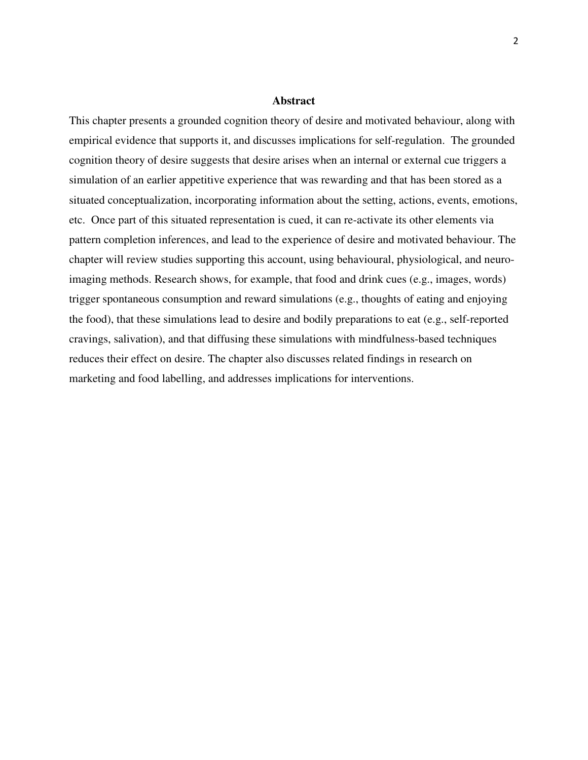## Abstract

This chapter presents a grounded cognition theory of desire and motivated behaviour, along with empirical evidence that supports it, and discusses implications for self-regulation. The grounded cognition theory of desire suggests that desire arises when an internal or external cue triggers a simulation of an earlier appetitive experience that was rewarding and that has been stored as a situated conceptualization, incorporating information about the setting, actions, events, emotions, etc. Once part of this situated representation is cued, it can re-activate its other elements via pattern completion inferences, and lead to the experience of desire and motivated behaviour. The chapter will review studies supporting this account, using behavioural, physiological, and neuro-imaging methods. Research shows, for example, that food and drink cues (e.g., images, words) trigger spontaneous consumption and reward simulations (e.g., thoughts of eating and enjoying the food), that these simulations lead to desire and bodily preparations to eat (e.g., self-reported cravings, salivation), and that diffusing these simulations with mindfulness-based techniques reduces their effect on desire. The chapter also discusses related findings in research on marketing and food labelling, and addresses implications for interventions.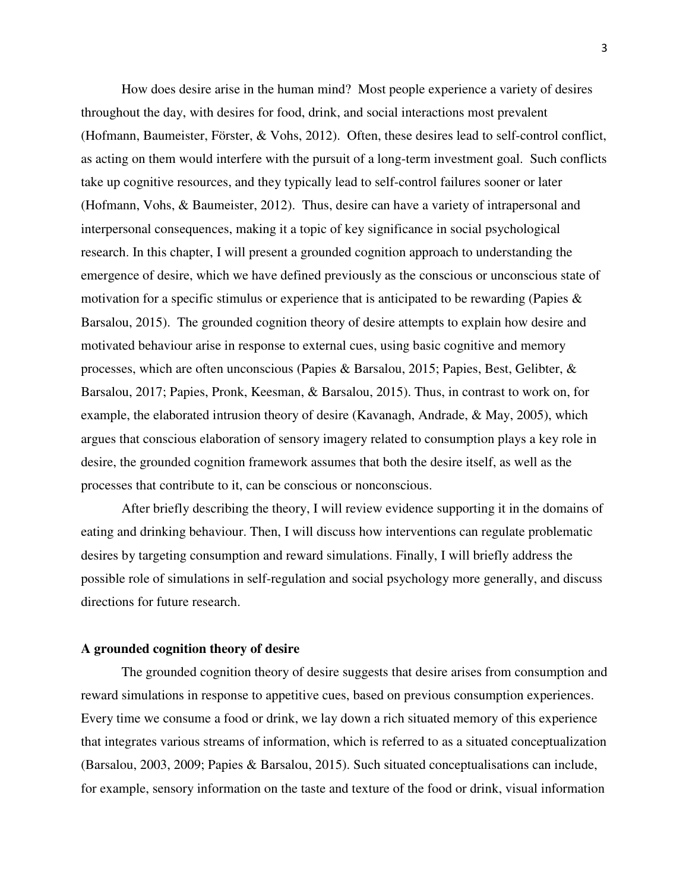How does desire arise in the human mind? Most people experience a variety of desires throughout the day, with desires for food, drink, and social interactions most prevalent (Hofmann, Baumeister, Förster, & Vohs, 2012). Often, these desires lead to self-control conflict, as acting on them would interfere with the pursuit of a long-term investment goal. Such conflicts take up cognitive resources, and they typically lead to self-control failures sooner or later (Hofmann, Vohs, & Baumeister, 2012). Thus, desire can have a variety of intrapersonal and interpersonal consequences, making it a topic of key significance in social psychological research. In this chapter, I will present a grounded cognition approach to understanding the emergence of desire, which we have defined previously as the conscious or unconscious state of motivation for a specific stimulus or experience that is anticipated to be rewarding (Papies & Barsalou, 2015). The grounded cognition theory of desire attempts to explain how desire and motivated behaviour arise in response to external cues, using basic cognitive and memory processes, which are often unconscious (Papies & Barsalou, 2015; Papies, Best, Gelibter, & Barsalou, 2017; Papies, Pronk, Keesman, & Barsalou, 2015). Thus, in contrast to work on, for example, the elaborated intrusion theory of desire (Kavanagh, Andrade, & May, 2005), which argues that conscious elaboration of sensory imagery related to consumption plays a key role in desire, the grounded cognition framework assumes that both the desire itself, as well as the processes that contribute to it, can be conscious or nonconscious.

After briefly describing the theory, I will review evidence supporting it in the domains of eating and drinking behaviour. Then, I will discuss how interventions can regulate problematic desires by targeting consumption and reward simulations. Finally, I will briefly address the possible role of simulations in self-regulation and social psychology more generally, and discuss directions for future research.

## A grounded cognition theory of desire

The grounded cognition theory of desire suggests that desire arises from consumption and reward simulations in response to appetitive cues, based on previous consumption experiences. Every time we consume a food or drink, we lay down a rich situated memory of this experience that integrates various streams of information, which is referred to as a situated conceptualization (Barsalou, 2003, 2009; Papies & Barsalou, 2015). Such situated conceptualisations can include, for example, sensory information on the taste and texture of the food or drink, visual information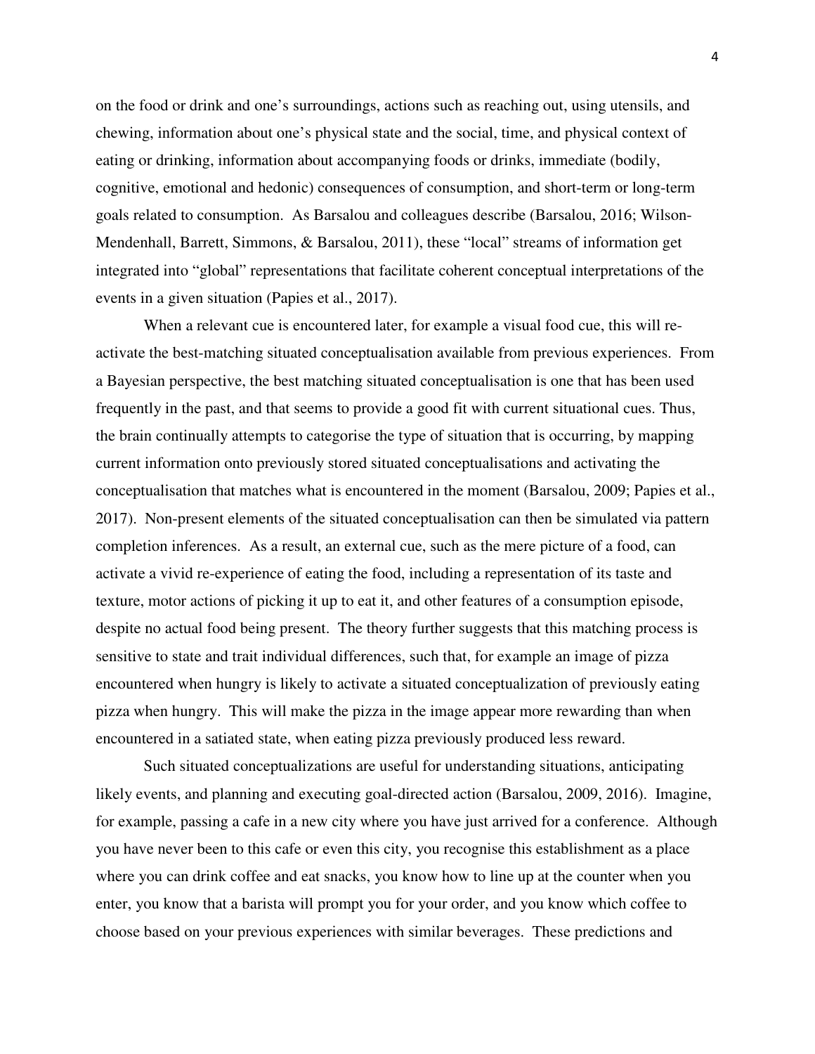on the food or drink and one's surroundings, actions such as reaching out, using utensils, and chewing, information about one's physical state and the social, time, and physical context of eating or drinking, information about accompanying foods or drinks, immediate (bodily, cognitive, emotional and hedonic) consequences of consumption, and short-term or long-term goals related to consumption. As Barsalou and colleagues describe (Barsalou, 2016; Wilson-Mendenhall, Barrett, Simmons, & Barsalou, 2011), these "local" streams of information get integrated into "global" representations that facilitate coherent conceptual interpretations of the events in a given situation (Papies et al., 2017).

When a relevant cue is encountered later, for example a visual food cue, this will re-activate the best-matching situated conceptualisation available from previous experiences. From a Bayesian perspective, the best matching situated conceptualisation is one that has been used frequently in the past, and that seems to provide a good fit with current situational cues. Thus, the brain continually attempts to categorise the type of situation that is occurring, by mapping current information onto previously stored situated conceptualisations and activating the conceptualisation that matches what is encountered in the moment (Barsalou, 2009; Papies et al., 2017). Non-present elements of the situated conceptualisation can then be simulated via pattern completion inferences. As a result, an external cue, such as the mere picture of a food, can activate a vivid re-experience of eating the food, including a representation of its taste and texture, motor actions of picking it up to eat it, and other features of a consumption episode, despite no actual food being present. The theory further suggests that this matching process is sensitive to state and trait individual differences, such that, for example an image of pizza encountered when hungry is likely to activate a situated conceptualization of previously eating pizza when hungry. This will make the pizza in the image appear more rewarding than when encountered in a satiated state, when eating pizza previously produced less reward.

Such situated conceptualizations are useful for understanding situations, anticipating likely events, and planning and executing goal-directed action (Barsalou, 2009, 2016). Imagine, for example, passing a cafe in a new city where you have just arrived for a conference. Although you have never been to this cafe or even this city, you recognise this establishment as a place where you can drink coffee and eat snacks, you know how to line up at the counter when you enter, you know that a barista will prompt you for your order, and you know which coffee to choose based on your previous experiences with similar beverages. These predictions and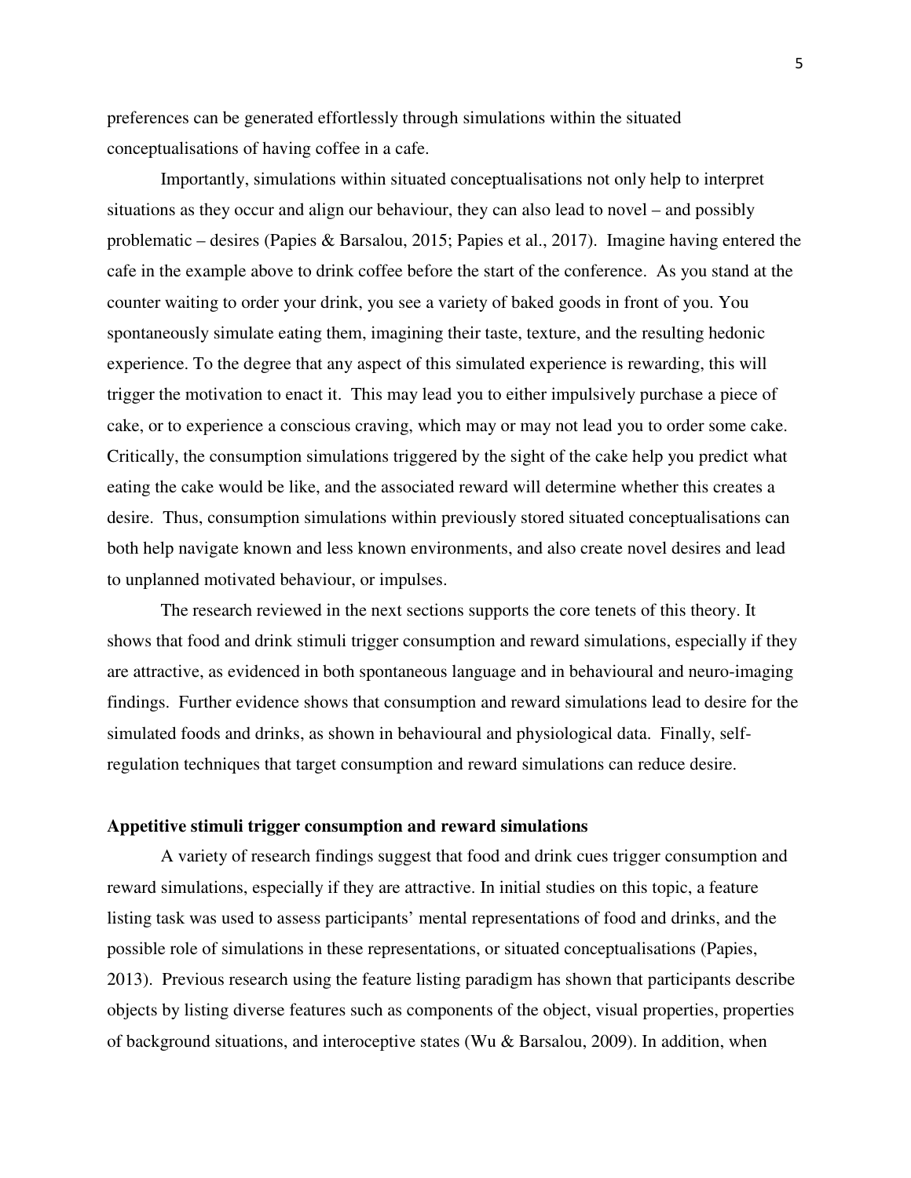preferences can be generated effortlessly through simulations within the situated conceptualisations of having coffee in a cafe.

Importantly, simulations within situated conceptualisations not only help to interpret situations as they occur and align our behaviour, they can also lead to novel – and possibly problematic – desires (Papies & Barsalou, 2015; Papies et al., 2017). Imagine having entered the cafe in the example above to drink coffee before the start of the conference. As you stand at the counter waiting to order your drink, you see a variety of baked goods in front of you. You spontaneously simulate eating them, imagining their taste, texture, and the resulting hedonic experience. To the degree that any aspect of this simulated experience is rewarding, this will trigger the motivation to enact it. This may lead you to either impulsively purchase a piece of cake, or to experience a conscious craving, which may or may not lead you to order some cake. Critically, the consumption simulations triggered by the sight of the cake help you predict what eating the cake would be like, and the associated reward will determine whether this creates a desire. Thus, consumption simulations within previously stored situated conceptualisations can both help navigate known and less known environments, and also create novel desires and lead to unplanned motivated behaviour, or impulses.

The research reviewed in the next sections supports the core tenets of this theory. It shows that food and drink stimuli trigger consumption and reward simulations, especially if they are attractive, as evidenced in both spontaneous language and in behavioural and neuro-imaging findings. Further evidence shows that consumption and reward simulations lead to desire for the simulated foods and drinks, as shown in behavioural and physiological data. Finally, self-regulation techniques that target consumption and reward simulations can reduce desire.

**Appetitive stimuli trigger consumption and reward simulations**

A variety of research findings suggest that food and drink cues trigger consumption and reward simulations, especially if they are attractive. In initial studies on this topic, a feature listing task was used to assess participants' mental representations of food and drinks, and the possible role of simulations in these representations, or situated conceptualisations (Papies, 2013). Previous research using the feature listing paradigm has shown that participants describe objects by listing diverse features such as components of the object, visual properties, properties of background situations, and interoceptive states (Wu & Barsalou, 2009). In addition, when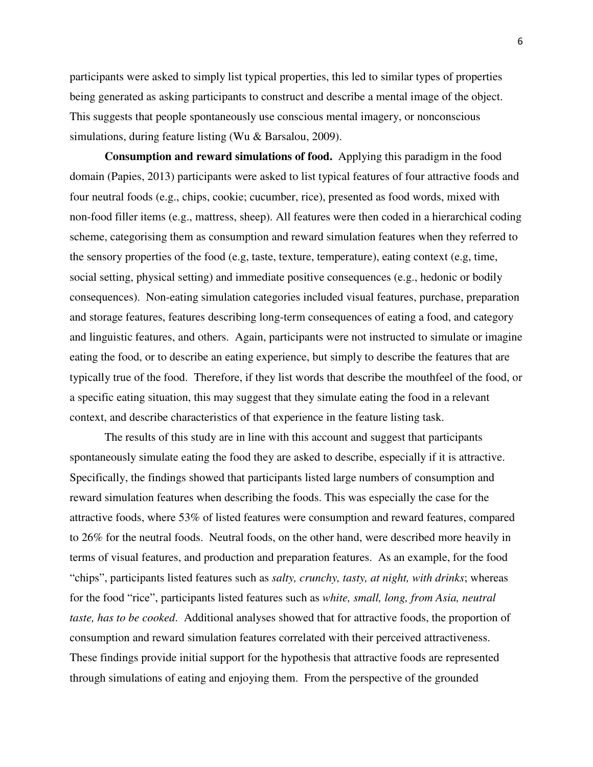participants were asked to simply list typical properties, this led to similar types of properties being generated as asking participants to construct and describe a mental image of the object. This suggests that people spontaneously use conscious mental imagery, or nonconscious simulations, during feature listing (Wu & Barsalou, 2009).

**Consumption and reward simulations of food.** Applying this paradigm in the food domain (Papies, 2013) participants were asked to list typical features of four attractive foods and four neutral foods (e.g., chips, cookie; cucumber, rice), presented as food words, mixed with non-food filler items (e.g., mattress, sheep). All features were then coded in a hierarchical coding scheme, categorising them as consumption and reward simulation features when they referred to the sensory properties of the food (e.g, taste, texture, temperature), eating context (e.g, time, social setting, physical setting) and immediate positive consequences (e.g., hedonic or bodily consequences). Non-eating simulation categories included visual features, purchase, preparation and storage features, features describing long-term consequences of eating a food, and category and linguistic features, and others. Again, participants were not instructed to simulate or imagine eating the food, or to describe an eating experience, but simply to describe the features that are typically true of the food. Therefore, if they list words that describe the mouthfeel of the food, or a specific eating situation, this may suggest that they simulate eating the food in a relevant context, and describe characteristics of that experience in the feature listing task.

The results of this study are in line with this account and suggest that participants spontaneously simulate eating the food they are asked to describe, especially if it is attractive. Specifically, the findings showed that participants listed large numbers of consumption and reward simulation features when describing the foods. This was especially the case for the attractive foods, where 53% of listed features were consumption and reward features, compared to 26% for the neutral foods. Neutral foods, on the other hand, were described more heavily in terms of visual features, and production and preparation features. As an example, for the food "chips", participants listed features such as *salty, crunchy, tasty, at night, with drinks*; whereas for the food "rice", participants listed features such as *white, small, long, from Asia, neutral taste, has to be cooked*. Additional analyses showed that for attractive foods, the proportion of consumption and reward simulation features correlated with their perceived attractiveness. These findings provide initial support for the hypothesis that attractive foods are represented through simulations of eating and enjoying them. From the perspective of the grounded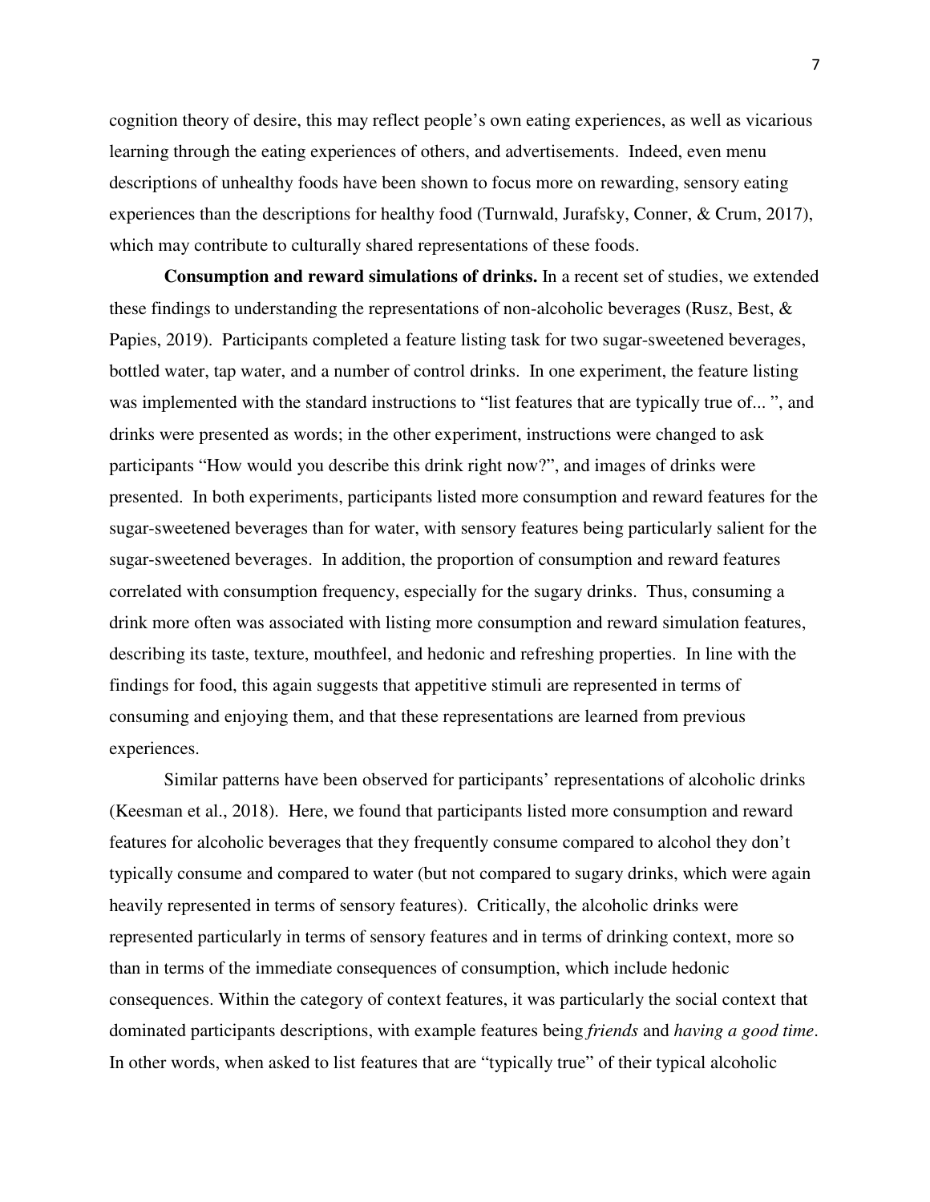cognition theory of desire, this may reflect people's own eating experiences, as well as vicarious learning through the eating experiences of others, and advertisements. Indeed, even menu descriptions of unhealthy foods have been shown to focus more on rewarding, sensory eating experiences than the descriptions for healthy food (Turnwald, Jurafsky, Conner, & Crum, 2017), which may contribute to culturally shared representations of these foods.

**Consumption and reward simulations of drinks.** In a recent set of studies, we extended these findings to understanding the representations of non-alcoholic beverages (Rusz, Best, & Papies, 2019). Participants completed a feature listing task for two sugar-sweetened beverages, bottled water, tap water, and a number of control drinks. In one experiment, the feature listing was implemented with the standard instructions to "list features that are typically true of... ", and drinks were presented as words; in the other experiment, instructions were changed to ask participants "How would you describe this drink right now?", and images of drinks were presented. In both experiments, participants listed more consumption and reward features for the sugar-sweetened beverages than for water, with sensory features being particularly salient for the sugar-sweetened beverages. In addition, the proportion of consumption and reward features correlated with consumption frequency, especially for the sugary drinks. Thus, consuming a drink more often was associated with listing more consumption and reward simulation features, describing its taste, texture, mouthfeel, and hedonic and refreshing properties. In line with the findings for food, this again suggests that appetitive stimuli are represented in terms of consuming and enjoying them, and that these representations are learned from previous experiences.

Similar patterns have been observed for participants' representations of alcoholic drinks (Keesman et al., 2018). Here, we found that participants listed more consumption and reward features for alcoholic beverages that they frequently consume compared to alcohol they don't typically consume and compared to water (but not compared to sugary drinks, which were again heavily represented in terms of sensory features). Critically, the alcoholic drinks were represented particularly in terms of sensory features and in terms of drinking context, more so than in terms of the immediate consequences of consumption, which include hedonic consequences. Within the category of context features, it was particularly the social context that dominated participants descriptions, with example features being *friends* and *having a good time*. In other words, when asked to list features that are "typically true" of their typical alcoholic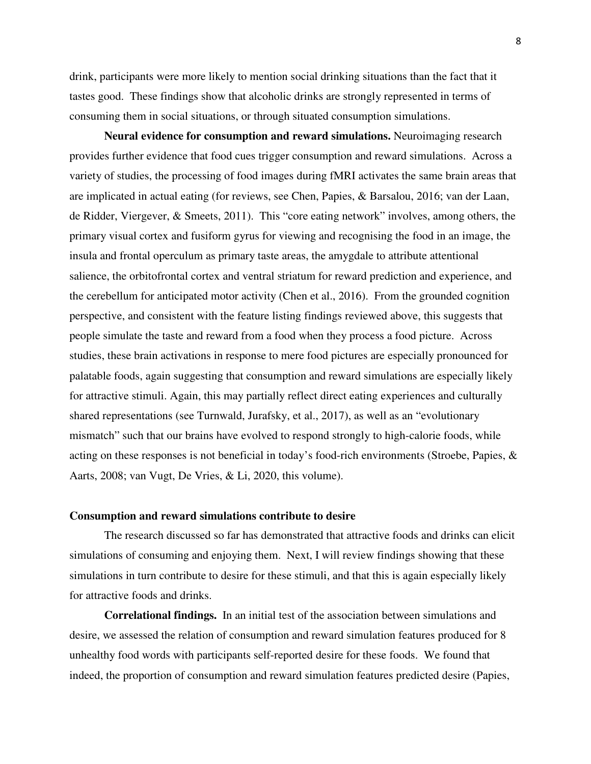drink, participants were more likely to mention social drinking situations than the fact that it tastes good. These findings show that alcoholic drinks are strongly represented in terms of consuming them in social situations, or through situated consumption simulations.

**Neural evidence for consumption and reward simulations.** Neuroimaging research provides further evidence that food cues trigger consumption and reward simulations. Across a variety of studies, the processing of food images during fMRI activates the same brain areas that are implicated in actual eating (for reviews, see Chen, Papies, & Barsalou, 2016; van der Laan, de Ridder, Viergever, & Smeets, 2011). This "core eating network" involves, among others, the primary visual cortex and fusiform gyrus for viewing and recognising the food in an image, the insula and frontal operculum as primary taste areas, the amygdale to attribute attentional salience, the orbitofrontal cortex and ventral striatum for reward prediction and experience, and the cerebellum for anticipated motor activity (Chen et al., 2016). From the grounded cognition perspective, and consistent with the feature listing findings reviewed above, this suggests that people simulate the taste and reward from a food when they process a food picture. Across studies, these brain activations in response to mere food pictures are especially pronounced for palatable foods, again suggesting that consumption and reward simulations are especially likely for attractive stimuli. Again, this may partially reflect direct eating experiences and culturally shared representations (see Turnwald, Jurafsky, et al., 2017), as well as an "evolutionary mismatch" such that our brains have evolved to respond strongly to high-calorie foods, while acting on these responses is not beneficial in today's food-rich environments (Stroebe, Papies, & Aarts, 2008; van Vugt, De Vries, & Li, 2020, this volume).

### Consumption and reward simulations contribute to desire

The research discussed so far has demonstrated that attractive foods and drinks can elicit simulations of consuming and enjoying them. Next, I will review findings showing that these simulations in turn contribute to desire for these stimuli, and that this is again especially likely for attractive foods and drinks.

**Correlational findings.** In an initial test of the association between simulations and desire, we assessed the relation of consumption and reward simulation features produced for 8 unhealthy food words with participants self-reported desire for these foods. We found that indeed, the proportion of consumption and reward simulation features predicted desire (Papies,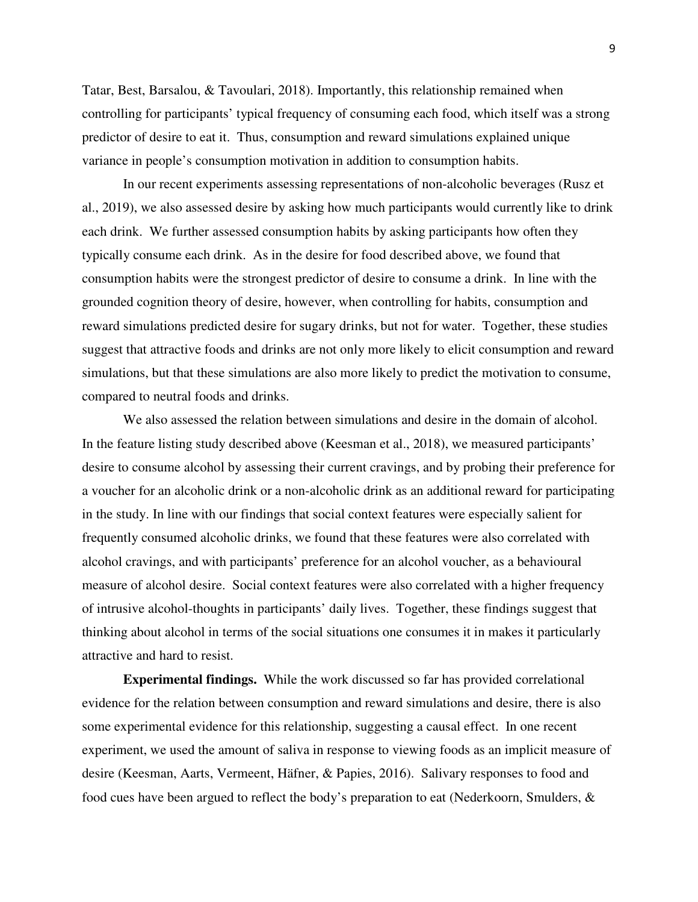Tatar, Best, Barsalou, & Tavoulari, 2018). Importantly, this relationship remained when controlling for participants' typical frequency of consuming each food, which itself was a strong predictor of desire to eat it. Thus, consumption and reward simulations explained unique variance in people's consumption motivation in addition to consumption habits.

In our recent experiments assessing representations of non-alcoholic beverages (Rusz et al., 2019), we also assessed desire by asking how much participants would currently like to drink each drink. We further assessed consumption habits by asking participants how often they typically consume each drink. As in the desire for food described above, we found that consumption habits were the strongest predictor of desire to consume a drink. In line with the grounded cognition theory of desire, however, when controlling for habits, consumption and reward simulations predicted desire for sugary drinks, but not for water. Together, these studies suggest that attractive foods and drinks are not only more likely to elicit consumption and reward simulations, but that these simulations are also more likely to predict the motivation to consume, compared to neutral foods and drinks.

We also assessed the relation between simulations and desire in the domain of alcohol. In the feature listing study described above (Keesman et al., 2018), we measured participants' desire to consume alcohol by assessing their current cravings, and by probing their preference for a voucher for an alcoholic drink or a non-alcoholic drink as an additional reward for participating in the study. In line with our findings that social context features were especially salient for frequently consumed alcoholic drinks, we found that these features were also correlated with alcohol cravings, and with participants' preference for an alcohol voucher, as a behavioural measure of alcohol desire. Social context features were also correlated with a higher frequency of intrusive alcohol-thoughts in participants' daily lives. Together, these findings suggest that thinking about alcohol in terms of the social situations one consumes it in makes it particularly attractive and hard to resist.

**Experimental findings.** While the work discussed so far has provided correlational evidence for the relation between consumption and reward simulations and desire, there is also some experimental evidence for this relationship, suggesting a causal effect. In one recent experiment, we used the amount of saliva in response to viewing foods as an implicit measure of desire (Keesman, Aarts, Vermeent, Häfner, & Papies, 2016). Salivary responses to food and food cues have been argued to reflect the body's preparation to eat (Nederkoorn, Smulders, &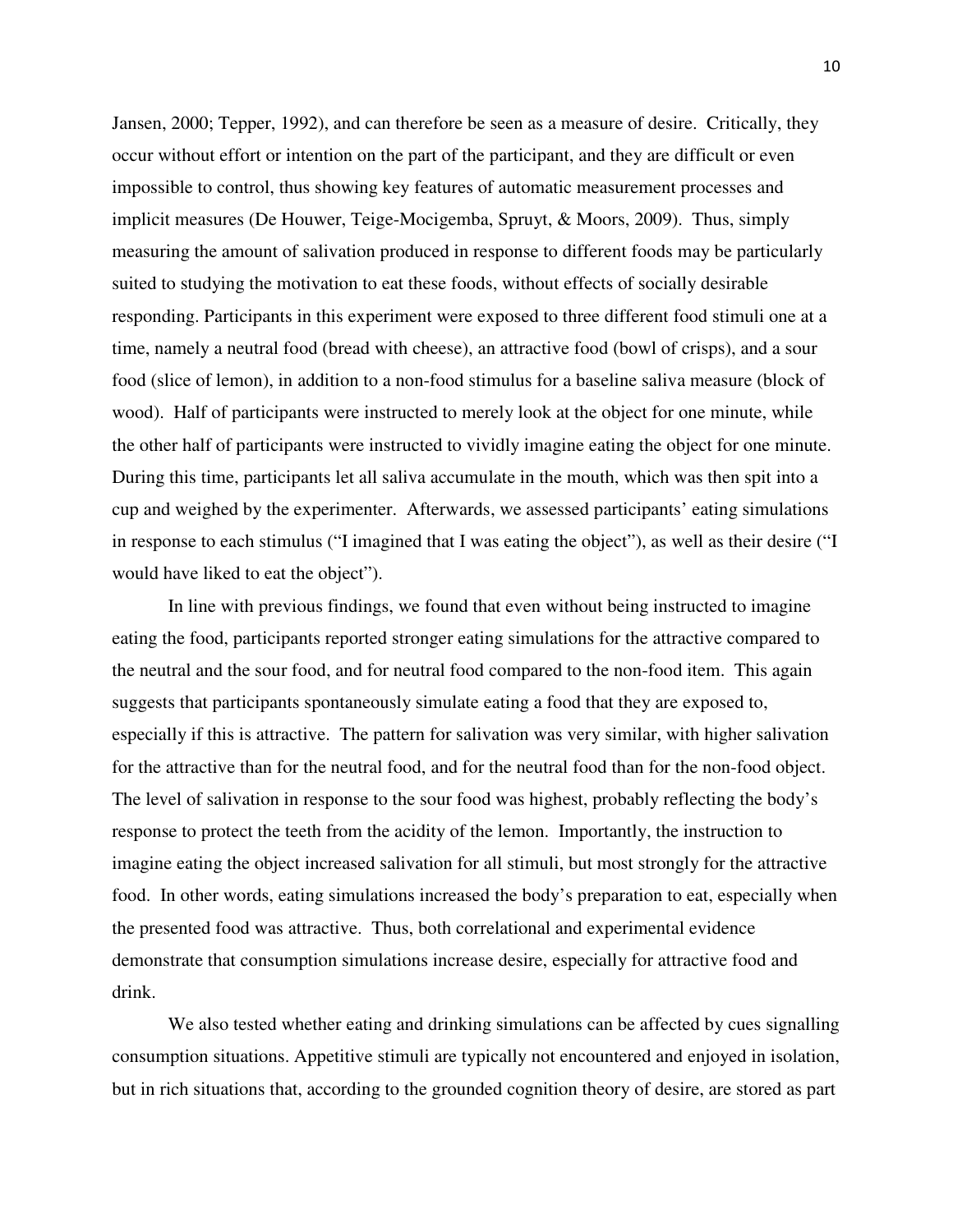Jansen, 2000; Tepper, 1992), and can therefore be seen as a measure of desire. Critically, they occur without effort or intention on the part of the participant, and they are difficult or even impossible to control, thus showing key features of automatic measurement processes and implicit measures (De Houwer, Teige-Mocigemba, Spruyt, & Moors, 2009). Thus, simply measuring the amount of salivation produced in response to different foods may be particularly suited to studying the motivation to eat these foods, without effects of socially desirable responding. Participants in this experiment were exposed to three different food stimuli one at a time, namely a neutral food (bread with cheese), an attractive food (bowl of crisps), and a sour food (slice of lemon), in addition to a non-food stimulus for a baseline saliva measure (block of wood). Half of participants were instructed to merely look at the object for one minute, while the other half of participants were instructed to vividly imagine eating the object for one minute. During this time, participants let all saliva accumulate in the mouth, which was then spit into a cup and weighed by the experimenter. Afterwards, we assessed participants' eating simulations in response to each stimulus ("I imagined that I was eating the object"), as well as their desire ("I would have liked to eat the object").

In line with previous findings, we found that even without being instructed to imagine eating the food, participants reported stronger eating simulations for the attractive compared to the neutral and the sour food, and for neutral food compared to the non-food item. This again suggests that participants spontaneously simulate eating a food that they are exposed to, especially if this is attractive. The pattern for salivation was very similar, with higher salivation for the attractive than for the neutral food, and for the neutral food than for the non-food object. The level of salivation in response to the sour food was highest, probably reflecting the body's response to protect the teeth from the acidity of the lemon. Importantly, the instruction to imagine eating the object increased salivation for all stimuli, but most strongly for the attractive food. In other words, eating simulations increased the body's preparation to eat, especially when the presented food was attractive. Thus, both correlational and experimental evidence demonstrate that consumption simulations increase desire, especially for attractive food and drink.

We also tested whether eating and drinking simulations can be affected by cues signalling consumption situations. Appetitive stimuli are typically not encountered and enjoyed in isolation, but in rich situations that, according to the grounded cognition theory of desire, are stored as part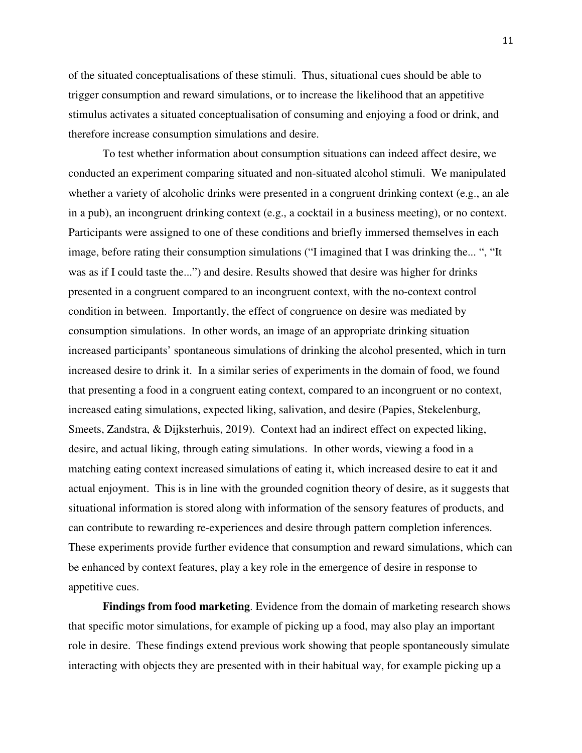of the situated conceptualisations of these stimuli. Thus, situational cues should be able to trigger consumption and reward simulations, or to increase the likelihood that an appetitive stimulus activates a situated conceptualisation of consuming and enjoying a food or drink, and therefore increase consumption simulations and desire.

To test whether information about consumption situations can indeed affect desire, we conducted an experiment comparing situated and non-situated alcohol stimuli. We manipulated whether a variety of alcoholic drinks were presented in a congruent drinking context (e.g., an ale in a pub), an incongruent drinking context (e.g., a cocktail in a business meeting), or no context. Participants were assigned to one of these conditions and briefly immersed themselves in each image, before rating their consumption simulations ("I imagined that I was drinking the... ", "It was as if I could taste the...") and desire. Results showed that desire was higher for drinks presented in a congruent compared to an incongruent context, with the no-context control condition in between. Importantly, the effect of congruence on desire was mediated by consumption simulations. In other words, an image of an appropriate drinking situation increased participants' spontaneous simulations of drinking the alcohol presented, which in turn increased desire to drink it. In a similar series of experiments in the domain of food, we found that presenting a food in a congruent eating context, compared to an incongruent or no context, increased eating simulations, expected liking, salivation, and desire (Papies, Stekelenburg, Smeets, Zandstra, & Dijksterhuis, 2019). Context had an indirect effect on expected liking, desire, and actual liking, through eating simulations. In other words, viewing a food in a matching eating context increased simulations of eating it, which increased desire to eat it and actual enjoyment. This is in line with the grounded cognition theory of desire, as it suggests that situational information is stored along with information of the sensory features of products, and can contribute to rewarding re-experiences and desire through pattern completion inferences. These experiments provide further evidence that consumption and reward simulations, which can be enhanced by context features, play a key role in the emergence of desire in response to appetitive cues.

**Findings from food marketing**. Evidence from the domain of marketing research shows that specific motor simulations, for example of picking up a food, may also play an important role in desire. These findings extend previous work showing that people spontaneously simulate interacting with objects they are presented with in their habitual way, for example picking up a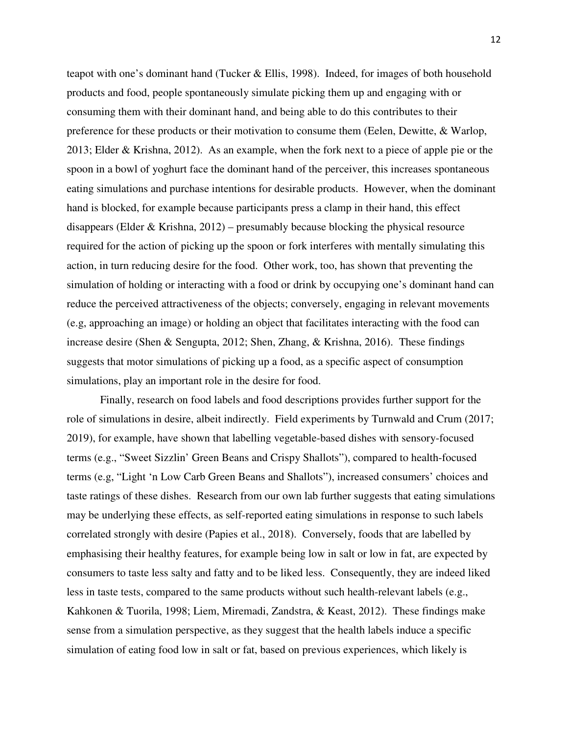teapot with one's dominant hand (Tucker & Ellis, 1998). Indeed, for images of both household products and food, people spontaneously simulate picking them up and engaging with or consuming them with their dominant hand, and being able to do this contributes to their preference for these products or their motivation to consume them (Eelen, Dewitte, & Warlop, 2013; Elder & Krishna, 2012). As an example, when the fork next to a piece of apple pie or the spoon in a bowl of yoghurt face the dominant hand of the perceiver, this increases spontaneous eating simulations and purchase intentions for desirable products. However, when the dominant hand is blocked, for example because participants press a clamp in their hand, this effect disappears (Elder & Krishna, 2012) – presumably because blocking the physical resource required for the action of picking up the spoon or fork interferes with mentally simulating this action, in turn reducing desire for the food. Other work, too, has shown that preventing the simulation of holding or interacting with a food or drink by occupying one's dominant hand can reduce the perceived attractiveness of the objects; conversely, engaging in relevant movements (e.g, approaching an image) or holding an object that facilitates interacting with the food can increase desire (Shen & Sengupta, 2012; Shen, Zhang, & Krishna, 2016). These findings suggests that motor simulations of picking up a food, as a specific aspect of consumption simulations, play an important role in the desire for food.

Finally, research on food labels and food descriptions provides further support for the role of simulations in desire, albeit indirectly. Field experiments by Turnwald and Crum (2017; 2019), for example, have shown that labelling vegetable-based dishes with sensory-focused terms (e.g., "Sweet Sizzlin' Green Beans and Crispy Shallots"), compared to health-focused terms (e.g, "Light 'n Low Carb Green Beans and Shallots"), increased consumers' choices and taste ratings of these dishes. Research from our own lab further suggests that eating simulations may be underlying these effects, as self-reported eating simulations in response to such labels correlated strongly with desire (Papies et al., 2018). Conversely, foods that are labelled by emphasising their healthy features, for example being low in salt or low in fat, are expected by consumers to taste less salty and fatty and to be liked less. Consequently, they are indeed liked less in taste tests, compared to the same products without such health-relevant labels (e.g., Kahkonen & Tuorila, 1998; Liem, Miremadi, Zandstra, & Keast, 2012). These findings make sense from a simulation perspective, as they suggest that the health labels induce a specific simulation of eating food low in salt or fat, based on previous experiences, which likely is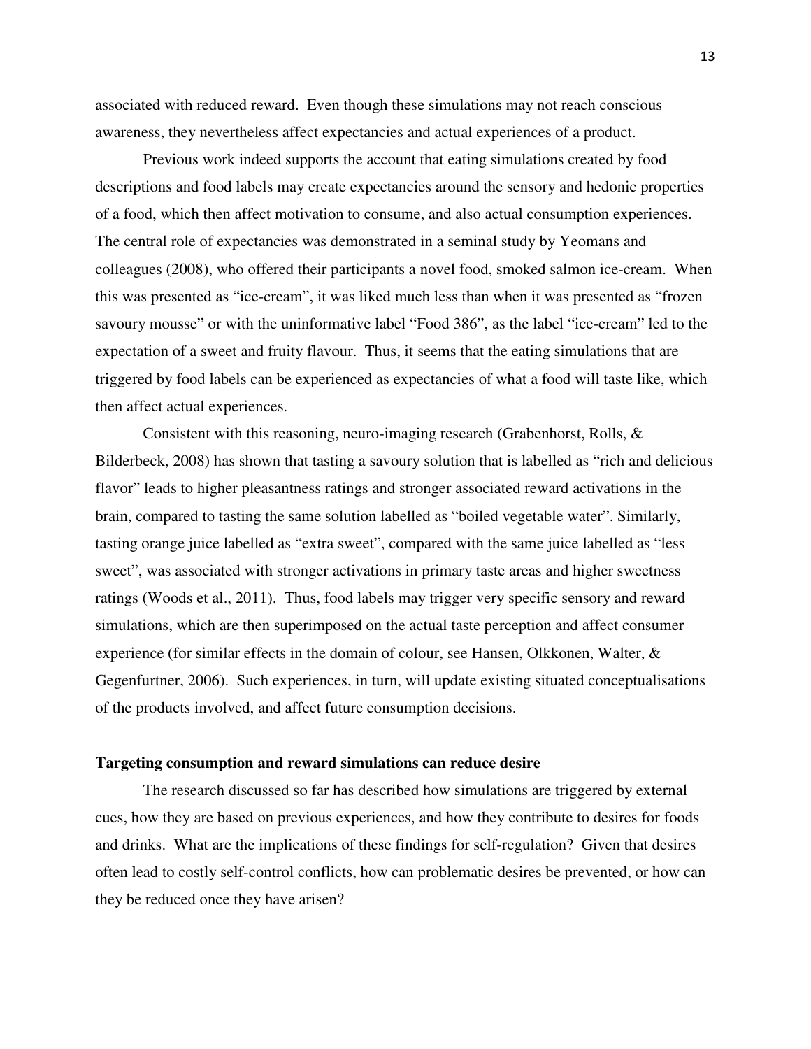associated with reduced reward. Even though these simulations may not reach conscious awareness, they nevertheless affect expectancies and actual experiences of a product.

Previous work indeed supports the account that eating simulations created by food descriptions and food labels may create expectancies around the sensory and hedonic properties of a food, which then affect motivation to consume, and also actual consumption experiences. The central role of expectancies was demonstrated in a seminal study by Yeomans and colleagues (2008), who offered their participants a novel food, smoked salmon ice-cream. When this was presented as "ice-cream", it was liked much less than when it was presented as "frozen savoury mousse" or with the uninformative label "Food 386", as the label "ice-cream" led to the expectation of a sweet and fruity flavour. Thus, it seems that the eating simulations that are triggered by food labels can be experienced as expectancies of what a food will taste like, which then affect actual experiences.

Consistent with this reasoning, neuro-imaging research (Grabenhorst, Rolls, & Bilderbeck, 2008) has shown that tasting a savoury solution that is labelled as "rich and delicious flavor" leads to higher pleasantness ratings and stronger associated reward activations in the brain, compared to tasting the same solution labelled as "boiled vegetable water". Similarly, tasting orange juice labelled as "extra sweet", compared with the same juice labelled as "less sweet", was associated with stronger activations in primary taste areas and higher sweetness ratings (Woods et al., 2011). Thus, food labels may trigger very specific sensory and reward simulations, which are then superimposed on the actual taste perception and affect consumer experience (for similar effects in the domain of colour, see Hansen, Olkkonen, Walter, & Gegenfurtner, 2006). Such experiences, in turn, will update existing situated conceptualisations of the products involved, and affect future consumption decisions.

**Targeting consumption and reward simulations can reduce desire**

The research discussed so far has described how simulations are triggered by external cues, how they are based on previous experiences, and how they contribute to desires for foods and drinks. What are the implications of these findings for self-regulation? Given that desires often lead to costly self-control conflicts, how can problematic desires be prevented, or how can they be reduced once they have arisen?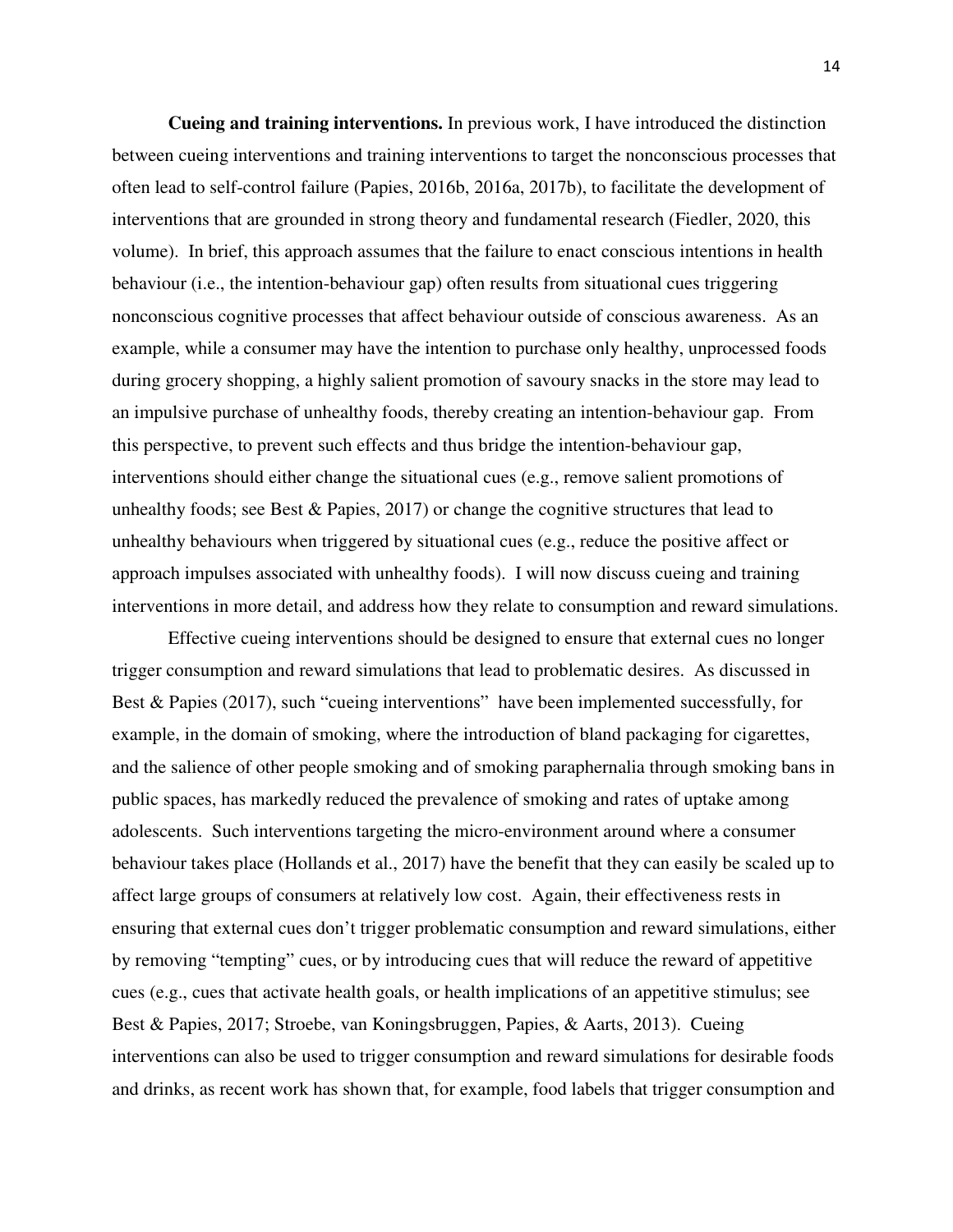**Cueing and training interventions.** In previous work, I have introduced the distinction between cueing interventions and training interventions to target the nonconscious processes that often lead to self-control failure (Papies, 2016b, 2016a, 2017b), to facilitate the development of interventions that are grounded in strong theory and fundamental research (Fiedler, 2020, this volume). In brief, this approach assumes that the failure to enact conscious intentions in health behaviour (i.e., the intention-behaviour gap) often results from situational cues triggering nonconscious cognitive processes that affect behaviour outside of conscious awareness. As an example, while a consumer may have the intention to purchase only healthy, unprocessed foods during grocery shopping, a highly salient promotion of savoury snacks in the store may lead to an impulsive purchase of unhealthy foods, thereby creating an intention-behaviour gap. From this perspective, to prevent such effects and thus bridge the intention-behaviour gap, interventions should either change the situational cues (e.g., remove salient promotions of unhealthy foods; see Best & Papies, 2017) or change the cognitive structures that lead to unhealthy behaviours when triggered by situational cues (e.g., reduce the positive affect or approach impulses associated with unhealthy foods). I will now discuss cueing and training interventions in more detail, and address how they relate to consumption and reward simulations.

Effective cueing interventions should be designed to ensure that external cues no longer trigger consumption and reward simulations that lead to problematic desires. As discussed in Best & Papies (2017), such "cueing interventions" have been implemented successfully, for example, in the domain of smoking, where the introduction of bland packaging for cigarettes, and the salience of other people smoking and of smoking paraphernalia through smoking bans in public spaces, has markedly reduced the prevalence of smoking and rates of uptake among adolescents. Such interventions targeting the micro-environment around where a consumer behaviour takes place (Hollands et al., 2017) have the benefit that they can easily be scaled up to affect large groups of consumers at relatively low cost. Again, their effectiveness rests in ensuring that external cues don't trigger problematic consumption and reward simulations, either by removing "tempting" cues, or by introducing cues that will reduce the reward of appetitive cues (e.g., cues that activate health goals, or health implications of an appetitive stimulus; see Best & Papies, 2017; Stroebe, van Koningsbruggen, Papies, & Aarts, 2013). Cueing interventions can also be used to trigger consumption and reward simulations for desirable foods and drinks, as recent work has shown that, for example, food labels that trigger consumption and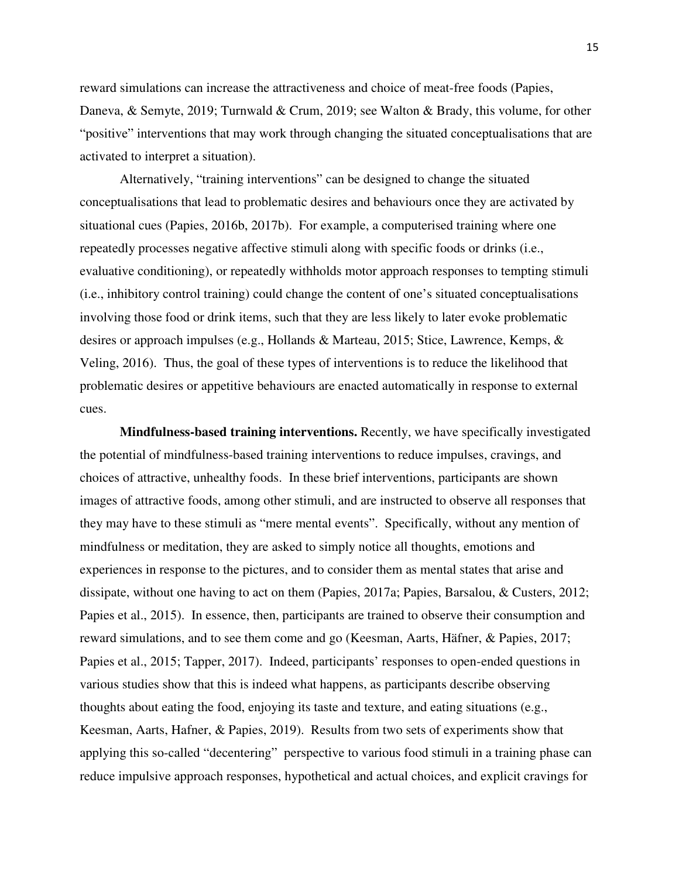reward simulations can increase the attractiveness and choice of meat-free foods (Papies, Daneva, & Semyte, 2019; Turnwald & Crum, 2019; see Walton & Brady, this volume, for other "positive" interventions that may work through changing the situated conceptualisations that are activated to interpret a situation).

Alternatively, "training interventions" can be designed to change the situated conceptualisations that lead to problematic desires and behaviours once they are activated by situational cues (Papies, 2016b, 2017b). For example, a computerised training where one repeatedly processes negative affective stimuli along with specific foods or drinks (i.e., evaluative conditioning), or repeatedly withholds motor approach responses to tempting stimuli (i.e., inhibitory control training) could change the content of one's situated conceptualisations involving those food or drink items, such that they are less likely to later evoke problematic desires or approach impulses (e.g., Hollands & Marteau, 2015; Stice, Lawrence, Kemps, & Veling, 2016). Thus, the goal of these types of interventions is to reduce the likelihood that problematic desires or appetitive behaviours are enacted automatically in response to external cues.

**Mindfulness-based training interventions.** Recently, we have specifically investigated the potential of mindfulness-based training interventions to reduce impulses, cravings, and choices of attractive, unhealthy foods. In these brief interventions, participants are shown images of attractive foods, among other stimuli, and are instructed to observe all responses that they may have to these stimuli as "mere mental events". Specifically, without any mention of mindfulness or meditation, they are asked to simply notice all thoughts, emotions and experiences in response to the pictures, and to consider them as mental states that arise and dissipate, without one having to act on them (Papies, 2017a; Papies, Barsalou, & Custers, 2012; Papies et al., 2015). In essence, then, participants are trained to observe their consumption and reward simulations, and to see them come and go (Keesman, Aarts, Häfner, & Papies, 2017; Papies et al., 2015; Tapper, 2017). Indeed, participants' responses to open-ended questions in various studies show that this is indeed what happens, as participants describe observing thoughts about eating the food, enjoying its taste and texture, and eating situations (e.g., Keesman, Aarts, Hafner, & Papies, 2019). Results from two sets of experiments show that applying this so-called "decentering" perspective to various food stimuli in a training phase can reduce impulsive approach responses, hypothetical and actual choices, and explicit cravings for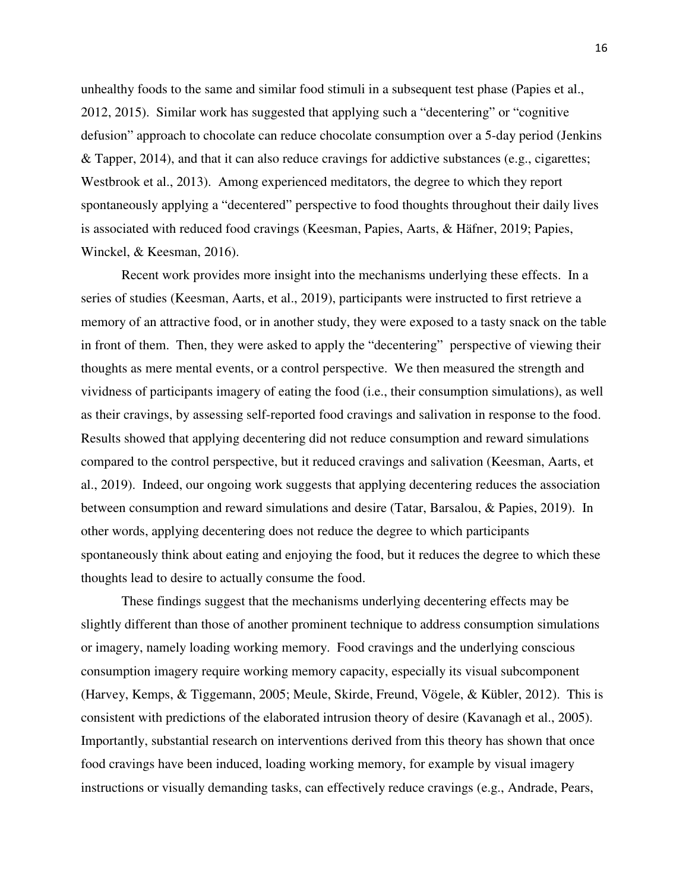unhealthy foods to the same and similar food stimuli in a subsequent test phase (Papies et al., 2012, 2015). Similar work has suggested that applying such a "decentering" or "cognitive defusion" approach to chocolate can reduce chocolate consumption over a 5-day period (Jenkins & Tapper, 2014), and that it can also reduce cravings for addictive substances (e.g., cigarettes; Westbrook et al., 2013). Among experienced meditators, the degree to which they report spontaneously applying a "decentered" perspective to food thoughts throughout their daily lives is associated with reduced food cravings (Keesman, Papies, Aarts, & Häfner, 2019; Papies, Winckel, & Keesman, 2016).

Recent work provides more insight into the mechanisms underlying these effects. In a series of studies (Keesman, Aarts, et al., 2019), participants were instructed to first retrieve a memory of an attractive food, or in another study, they were exposed to a tasty snack on the table in front of them. Then, they were asked to apply the "decentering" perspective of viewing their thoughts as mere mental events, or a control perspective. We then measured the strength and vividness of participants imagery of eating the food (i.e., their consumption simulations), as well as their cravings, by assessing self-reported food cravings and salivation in response to the food. Results showed that applying decentering did not reduce consumption and reward simulations compared to the control perspective, but it reduced cravings and salivation (Keesman, Aarts, et al., 2019). Indeed, our ongoing work suggests that applying decentering reduces the association between consumption and reward simulations and desire (Tatar, Barsalou, & Papies, 2019). In other words, applying decentering does not reduce the degree to which participants spontaneously think about eating and enjoying the food, but it reduces the degree to which these thoughts lead to desire to actually consume the food.

These findings suggest that the mechanisms underlying decentering effects may be slightly different than those of another prominent technique to address consumption simulations or imagery, namely loading working memory. Food cravings and the underlying conscious consumption imagery require working memory capacity, especially its visual subcomponent (Harvey, Kemps, & Tiggemann, 2005; Meule, Skirde, Freund, Vögele, & Kübler, 2012). This is consistent with predictions of the elaborated intrusion theory of desire (Kavanagh et al., 2005). Importantly, substantial research on interventions derived from this theory has shown that once food cravings have been induced, loading working memory, for example by visual imagery instructions or visually demanding tasks, can effectively reduce cravings (e.g., Andrade, Pears,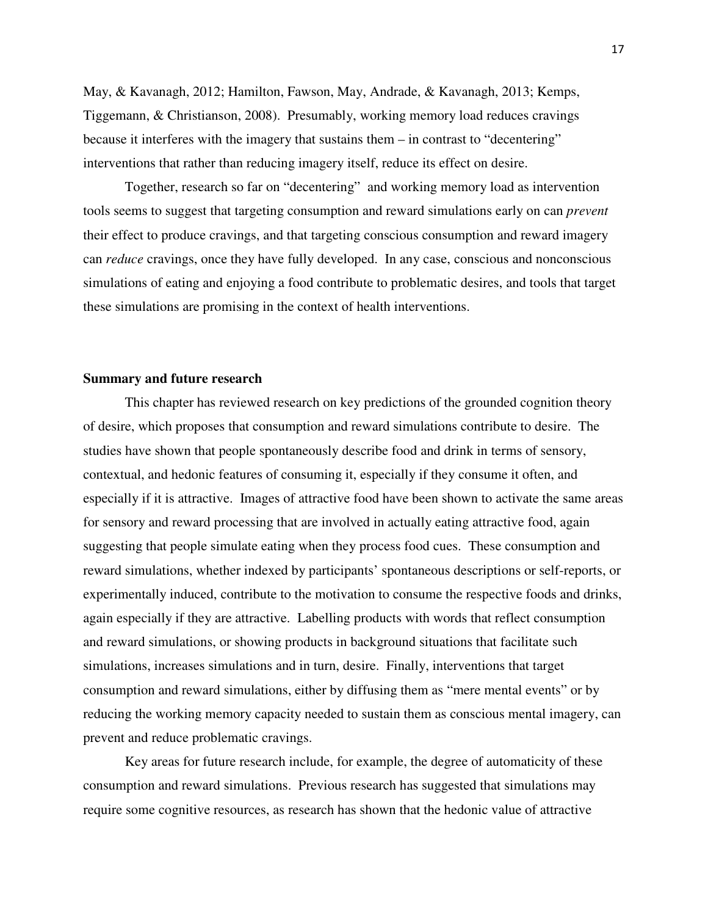May, & Kavanagh, 2012; Hamilton, Fawson, May, Andrade, & Kavanagh, 2013; Kemps, Tiggemann, & Christianson, 2008). Presumably, working memory load reduces cravings because it interferes with the imagery that sustains them – in contrast to "decentering" interventions that rather than reducing imagery itself, reduce its effect on desire.

Together, research so far on "decentering" and working memory load as intervention tools seems to suggest that targeting consumption and reward simulations early on can *prevent* their effect to produce cravings, and that targeting conscious consumption and reward imagery can *reduce* cravings, once they have fully developed. In any case, conscious and nonconscious simulations of eating and enjoying a food contribute to problematic desires, and tools that target these simulations are promising in the context of health interventions.

**Summary and future research**

This chapter has reviewed research on key predictions of the grounded cognition theory of desire, which proposes that consumption and reward simulations contribute to desire. The studies have shown that people spontaneously describe food and drink in terms of sensory, contextual, and hedonic features of consuming it, especially if they consume it often, and especially if it is attractive. Images of attractive food have been shown to activate the same areas for sensory and reward processing that are involved in actually eating attractive food, again suggesting that people simulate eating when they process food cues. These consumption and reward simulations, whether indexed by participants' spontaneous descriptions or self-reports, or experimentally induced, contribute to the motivation to consume the respective foods and drinks, again especially if they are attractive. Labelling products with words that reflect consumption and reward simulations, or showing products in background situations that facilitate such simulations, increases simulations and in turn, desire. Finally, interventions that target consumption and reward simulations, either by diffusing them as "mere mental events" or by reducing the working memory capacity needed to sustain them as conscious mental imagery, can prevent and reduce problematic cravings.

Key areas for future research include, for example, the degree of automaticity of these consumption and reward simulations. Previous research has suggested that simulations may require some cognitive resources, as research has shown that the hedonic value of attractive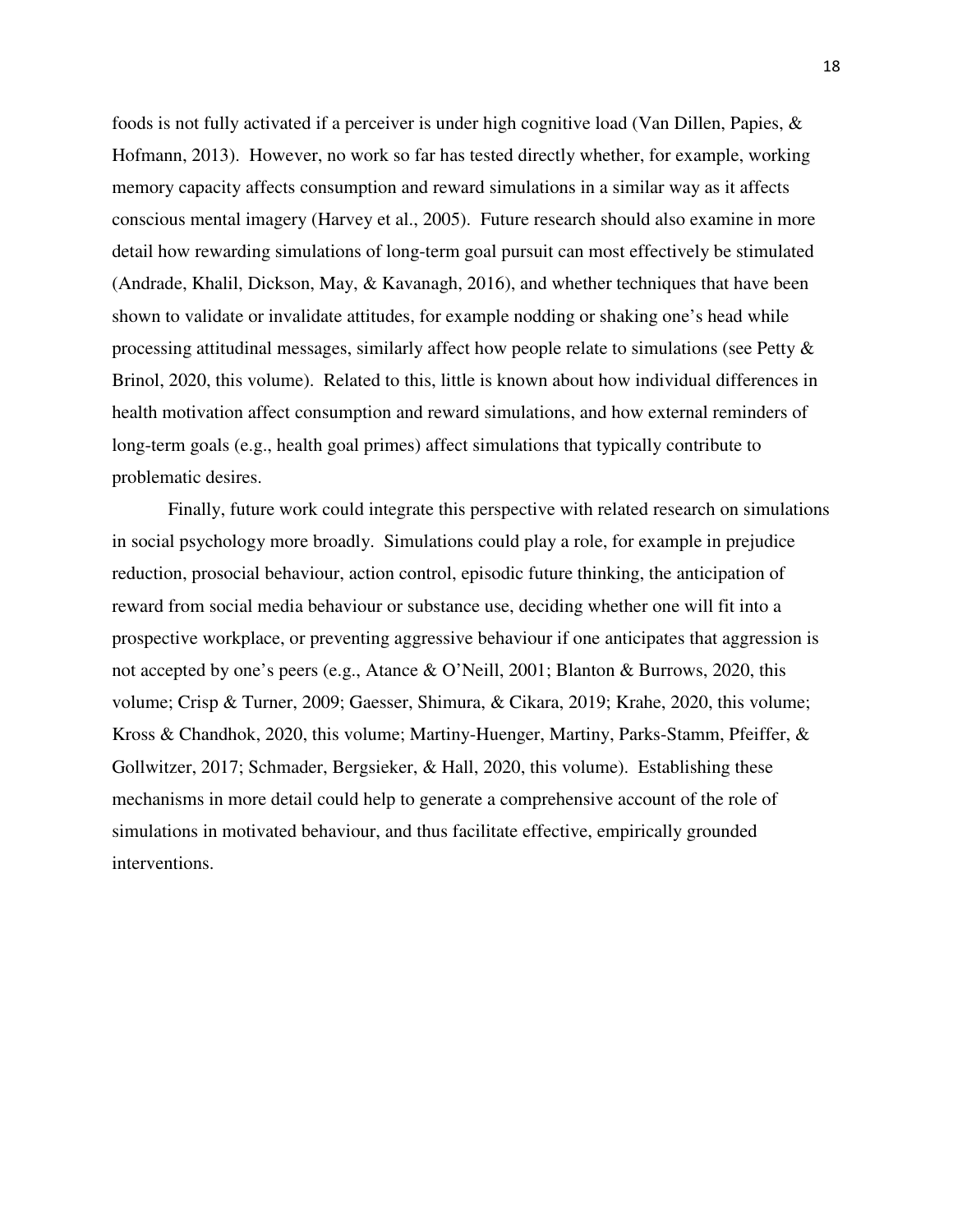foods is not fully activated if a perceiver is under high cognitive load (Van Dillen, Papies, & Hofmann, 2013). However, no work so far has tested directly whether, for example, working memory capacity affects consumption and reward simulations in a similar way as it affects conscious mental imagery (Harvey et al., 2005). Future research should also examine in more detail how rewarding simulations of long-term goal pursuit can most effectively be stimulated (Andrade, Khalil, Dickson, May, & Kavanagh, 2016), and whether techniques that have been shown to validate or invalidate attitudes, for example nodding or shaking one's head while processing attitudinal messages, similarly affect how people relate to simulations (see Petty & Brinol, 2020, this volume). Related to this, little is known about how individual differences in health motivation affect consumption and reward simulations, and how external reminders of long-term goals (e.g., health goal primes) affect simulations that typically contribute to problematic desires.

Finally, future work could integrate this perspective with related research on simulations in social psychology more broadly. Simulations could play a role, for example in prejudice reduction, prosocial behaviour, action control, episodic future thinking, the anticipation of reward from social media behaviour or substance use, deciding whether one will fit into a prospective workplace, or preventing aggressive behaviour if one anticipates that aggression is not accepted by one's peers (e.g., Atance & O'Neill, 2001; Blanton & Burrows, 2020, this volume; Crisp & Turner, 2009; Gaesser, Shimura, & Cikara, 2019; Krahe, 2020, this volume; Kross & Chandhok, 2020, this volume; Martiny-Huenger, Martiny, Parks-Stamm, Pfeiffer, & Gollwitzer, 2017; Schmader, Bergsieker, & Hall, 2020, this volume). Establishing these mechanisms in more detail could help to generate a comprehensive account of the role of simulations in motivated behaviour, and thus facilitate effective, empirically grounded interventions.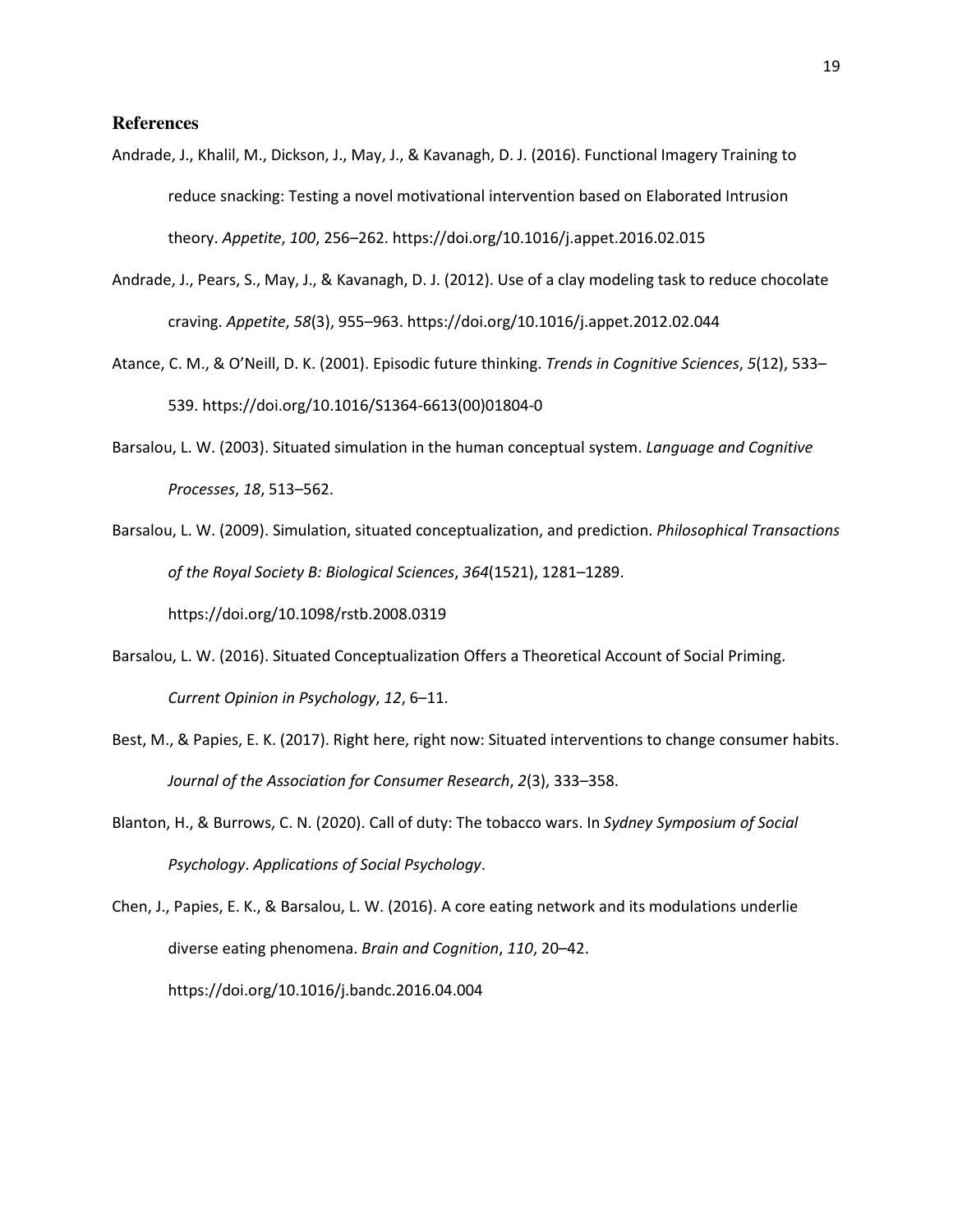## References

Andrade, J., Khalil, M., Dickson, J., May, J., & Kavanagh, D. J. (2016). Functional Imagery Training to reduce snacking: Testing a novel motivational intervention based on Elaborated Intrusion theory. *Appetite*, *100*, 256–262. https://doi.org/10.1016/j.appet.2016.02.015

Andrade, J., Pears, S., May, J., & Kavanagh, D. J. (2012). Use of a clay modeling task to reduce chocolate craving. *Appetite*, *58*(3), 955–963. https://doi.org/10.1016/j.appet.2012.02.044

Atance, C. M., & O'Neill, D. K. (2001). Episodic future thinking. *Trends in Cognitive Sciences*, *5*(12), 533–539. https://doi.org/10.1016/S1364-6613(00)01804-0

Barsalou, L. W. (2003). Situated simulation in the human conceptual system. *Language and Cognitive Processes*, *18*, 513–562.

Barsalou, L. W. (2009). Simulation, situated conceptualization, and prediction. *Philosophical Transactions of the Royal Society B: Biological Sciences*, *364*(1521), 1281–1289. https://doi.org/10.1098/rstb.2008.0319

Barsalou, L. W. (2016). Situated Conceptualization Offers a Theoretical Account of Social Priming. *Current Opinion in Psychology*, *12*, 6–11.

Best, M., & Papies, E. K. (2017). Right here, right now: Situated interventions to change consumer habits. *Journal of the Association for Consumer Research*, *2*(3), 333–358.

Blanton, H., & Burrows, C. N. (2020). Call of duty: The tobacco wars. In *Sydney Symposium of Social Psychology*. *Applications of Social Psychology*.

Chen, J., Papies, E. K., & Barsalou, L. W. (2016). A core eating network and its modulations underlie diverse eating phenomena. *Brain and Cognition*, *110*, 20–42. https://doi.org/10.1016/j.bandc.2016.04.004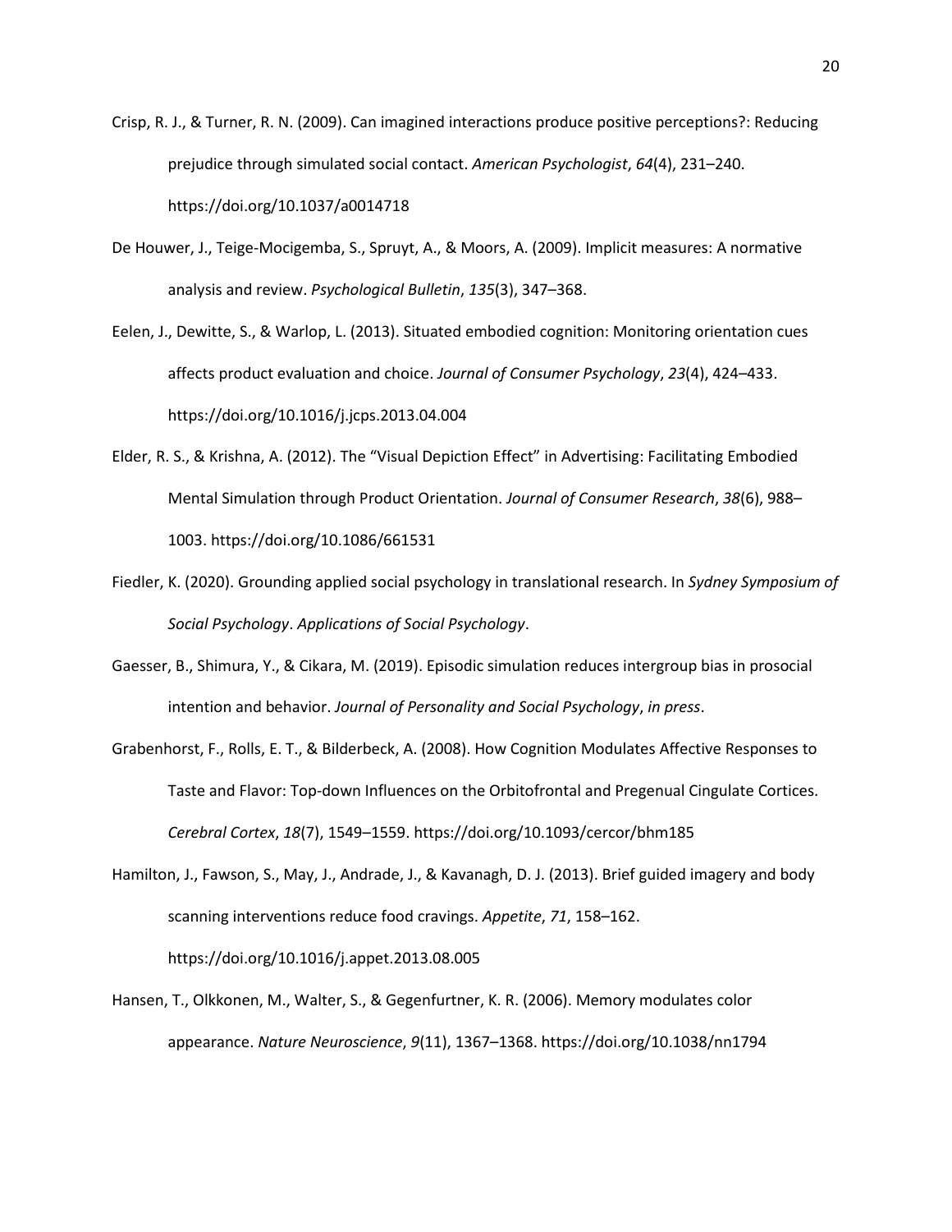Crisp, R. J., & Turner, R. N. (2009). Can imagined interactions produce positive perceptions?: Reducing prejudice through simulated social contact. *American Psychologist*, *64*(4), 231–240. https://doi.org/10.1037/a0014718

De Houwer, J., Teige-Mocigemba, S., Spruyt, A., & Moors, A. (2009). Implicit measures: A normative analysis and review. *Psychological Bulletin*, *135*(3), 347–368.

Eelen, J., Dewitte, S., & Warlop, L. (2013). Situated embodied cognition: Monitoring orientation cues affects product evaluation and choice. *Journal of Consumer Psychology*, *23*(4), 424–433. https://doi.org/10.1016/j.jcps.2013.04.004

Elder, R. S., & Krishna, A. (2012). The “Visual Depiction Effect” in Advertising: Facilitating Embodied Mental Simulation through Product Orientation. *Journal of Consumer Research*, *38*(6), 988–1003. https://doi.org/10.1086/661531

Fiedler, K. (2020). Grounding applied social psychology in translational research. In *Sydney Symposium of Social Psychology*. *Applications of Social Psychology*.

Gaesser, B., Shimura, Y., & Cikara, M. (2019). Episodic simulation reduces intergroup bias in prosocial intention and behavior. *Journal of Personality and Social Psychology*, *in press*.

Grabenhorst, F., Rolls, E. T., & Bilderbeck, A. (2008). How Cognition Modulates Affective Responses to Taste and Flavor: Top-down Influences on the Orbitofrontal and Pregenual Cingulate Cortices. *Cerebral Cortex*, *18*(7), 1549–1559. https://doi.org/10.1093/cercor/bhm185

Hamilton, J., Fawson, S., May, J., Andrade, J., & Kavanagh, D. J. (2013). Brief guided imagery and body scanning interventions reduce food cravings. *Appetite*, *71*, 158–162. https://doi.org/10.1016/j.appet.2013.08.005

Hansen, T., Olkkonen, M., Walter, S., & Gegenfurtner, K. R. (2006). Memory modulates color appearance. *Nature Neuroscience*, *9*(11), 1367–1368. https://doi.org/10.1038/nn1794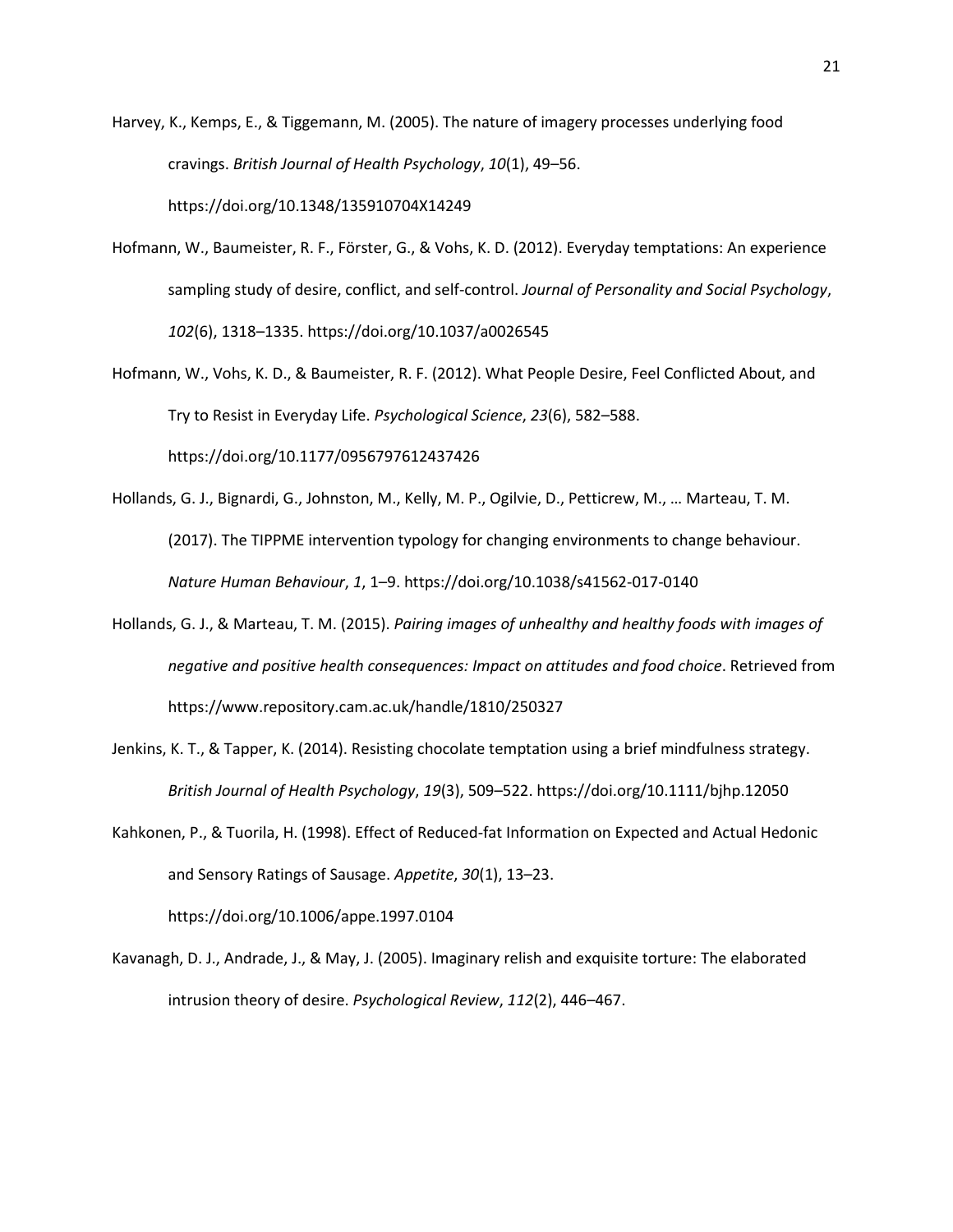Harvey, K., Kemps, E., & Tiggemann, M. (2005). The nature of imagery processes underlying food cravings. *British Journal of Health Psychology*, *10*(1), 49–56. https://doi.org/10.1348/135910704X14249

Hofmann, W., Baumeister, R. F., Förster, G., & Vohs, K. D. (2012). Everyday temptations: An experience sampling study of desire, conflict, and self-control. *Journal of Personality and Social Psychology*, *102*(6), 1318–1335. https://doi.org/10.1037/a0026545

Hofmann, W., Vohs, K. D., & Baumeister, R. F. (2012). What People Desire, Feel Conflicted About, and Try to Resist in Everyday Life. *Psychological Science*, *23*(6), 582–588. https://doi.org/10.1177/0956797612437426

Hollands, G. J., Bignardi, G., Johnston, M., Kelly, M. P., Ogilvie, D., Petticrew, M., … Marteau, T. M. (2017). The TIPPME intervention typology for changing environments to change behaviour. *Nature Human Behaviour*, *1*, 1–9. https://doi.org/10.1038/s41562-017-0140

Hollands, G. J., & Marteau, T. M. (2015). *Pairing images of unhealthy and healthy foods with images of negative and positive health consequences: Impact on attitudes and food choice*. Retrieved from https://www.repository.cam.ac.uk/handle/1810/250327

Jenkins, K. T., & Tapper, K. (2014). Resisting chocolate temptation using a brief mindfulness strategy. *British Journal of Health Psychology*, *19*(3), 509–522. https://doi.org/10.1111/bjhp.12050

Kahkonen, P., & Tuorila, H. (1998). Effect of Reduced-fat Information on Expected and Actual Hedonic and Sensory Ratings of Sausage. *Appetite*, *30*(1), 13–23. https://doi.org/10.1006/appe.1997.0104

Kavanagh, D. J., Andrade, J., & May, J. (2005). Imaginary relish and exquisite torture: The elaborated intrusion theory of desire. *Psychological Review*, *112*(2), 446–467.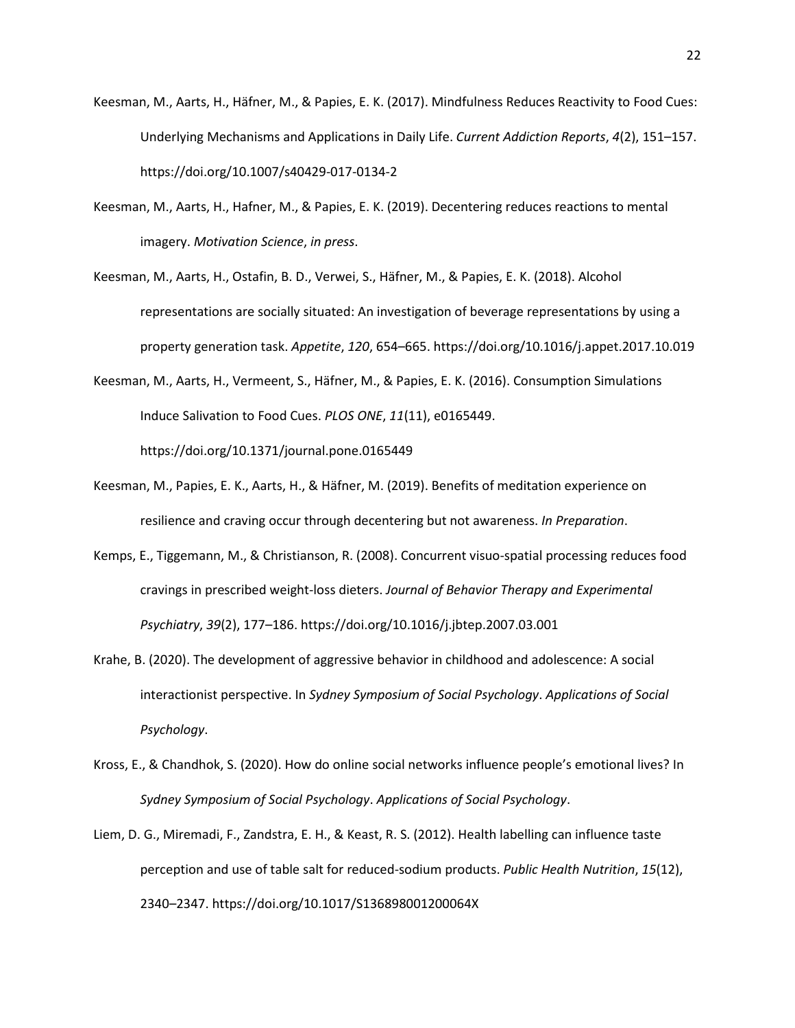Keesman, M., Aarts, H., Häfner, M., & Papies, E. K. (2017). Mindfulness Reduces Reactivity to Food Cues: Underlying Mechanisms and Applications in Daily Life. *Current Addiction Reports*, *4*(2), 151–157. https://doi.org/10.1007/s40429-017-0134-2

Keesman, M., Aarts, H., Hafner, M., & Papies, E. K. (2019). Decentering reduces reactions to mental imagery. *Motivation Science*, *in press*.

Keesman, M., Aarts, H., Ostafin, B. D., Verwei, S., Häfner, M., & Papies, E. K. (2018). Alcohol representations are socially situated: An investigation of beverage representations by using a property generation task. *Appetite*, *120*, 654–665. https://doi.org/10.1016/j.appet.2017.10.019

Keesman, M., Aarts, H., Vermeent, S., Häfner, M., & Papies, E. K. (2016). Consumption Simulations Induce Salivation to Food Cues. *PLOS ONE*, *11*(11), e0165449. https://doi.org/10.1371/journal.pone.0165449

Keesman, M., Papies, E. K., Aarts, H., & Häfner, M. (2019). Benefits of meditation experience on resilience and craving occur through decentering but not awareness. *In Preparation*.

Kemps, E., Tiggemann, M., & Christianson, R. (2008). Concurrent visuo-spatial processing reduces food cravings in prescribed weight-loss dieters. *Journal of Behavior Therapy and Experimental Psychiatry*, *39*(2), 177–186. https://doi.org/10.1016/j.jbtep.2007.03.001

Krahe, B. (2020). The development of aggressive behavior in childhood and adolescence: A social interactionist perspective. In *Sydney Symposium of Social Psychology*. *Applications of Social Psychology*.

Kross, E., & Chandhok, S. (2020). How do online social networks influence people's emotional lives? In *Sydney Symposium of Social Psychology*. *Applications of Social Psychology*.

Liem, D. G., Miremadi, F., Zandstra, E. H., & Keast, R. S. (2012). Health labelling can influence taste perception and use of table salt for reduced-sodium products. *Public Health Nutrition*, *15*(12), 2340–2347. https://doi.org/10.1017/S136898001200064X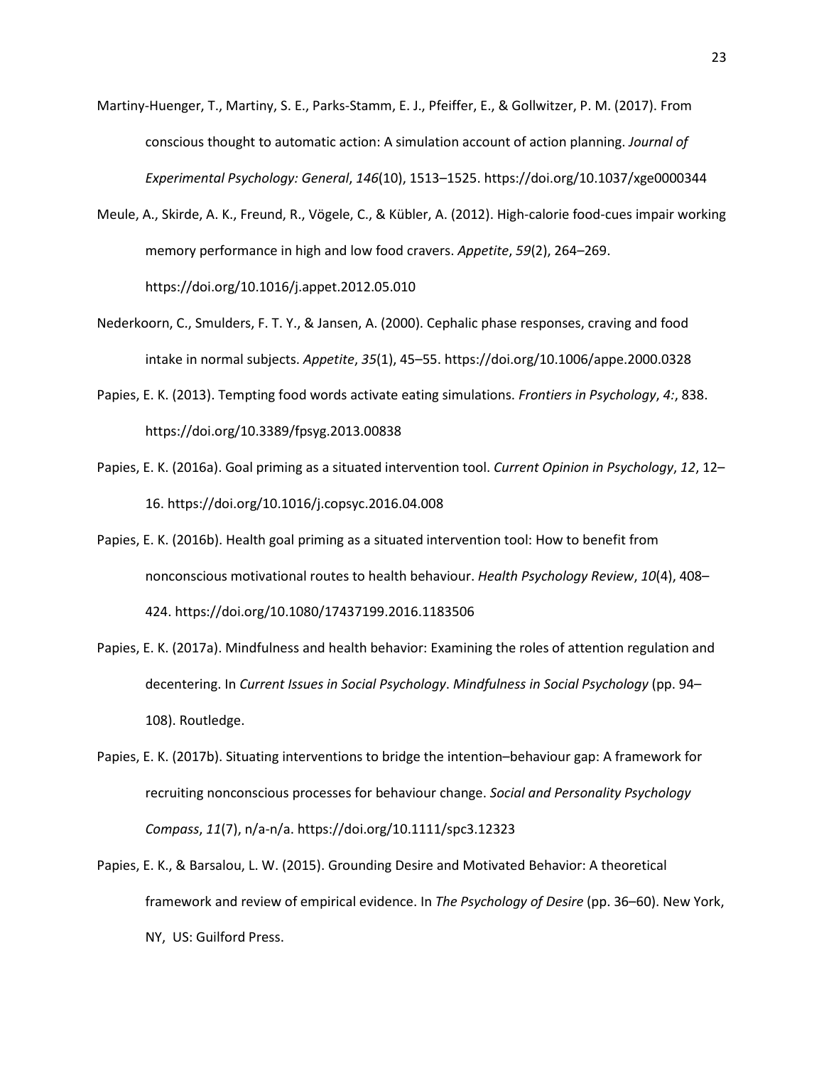Martiny-Huenger, T., Martiny, S. E., Parks-Stamm, E. J., Pfeiffer, E., & Gollwitzer, P. M. (2017). From conscious thought to automatic action: A simulation account of action planning. *Journal of Experimental Psychology: General*, *146*(10), 1513–1525. https://doi.org/10.1037/xge0000344

Meule, A., Skirde, A. K., Freund, R., Vögele, C., & Kübler, A. (2012). High-calorie food-cues impair working memory performance in high and low food cravers. *Appetite*, *59*(2), 264–269. https://doi.org/10.1016/j.appet.2012.05.010

Nederkoorn, C., Smulders, F. T. Y., & Jansen, A. (2000). Cephalic phase responses, craving and food intake in normal subjects. *Appetite*, *35*(1), 45–55. https://doi.org/10.1006/appe.2000.0328

Papies, E. K. (2013). Tempting food words activate eating simulations. *Frontiers in Psychology*, *4:*, 838. https://doi.org/10.3389/fpsyg.2013.00838

Papies, E. K. (2016a). Goal priming as a situated intervention tool. *Current Opinion in Psychology*, *12*, 12–16. https://doi.org/10.1016/j.copsyc.2016.04.008

Papies, E. K. (2016b). Health goal priming as a situated intervention tool: How to benefit from nonconscious motivational routes to health behaviour. *Health Psychology Review*, *10*(4), 408–424. https://doi.org/10.1080/17437199.2016.1183506

Papies, E. K. (2017a). Mindfulness and health behavior: Examining the roles of attention regulation and decentering. In *Current Issues in Social Psychology*. *Mindfulness in Social Psychology* (pp. 94–108). Routledge.

Papies, E. K. (2017b). Situating interventions to bridge the intention–behaviour gap: A framework for recruiting nonconscious processes for behaviour change. *Social and Personality Psychology Compass*, *11*(7), n/a-n/a. https://doi.org/10.1111/spc3.12323

Papies, E. K., & Barsalou, L. W. (2015). Grounding Desire and Motivated Behavior: A theoretical framework and review of empirical evidence. In *The Psychology of Desire* (pp. 36–60). New York, NY, US: Guilford Press.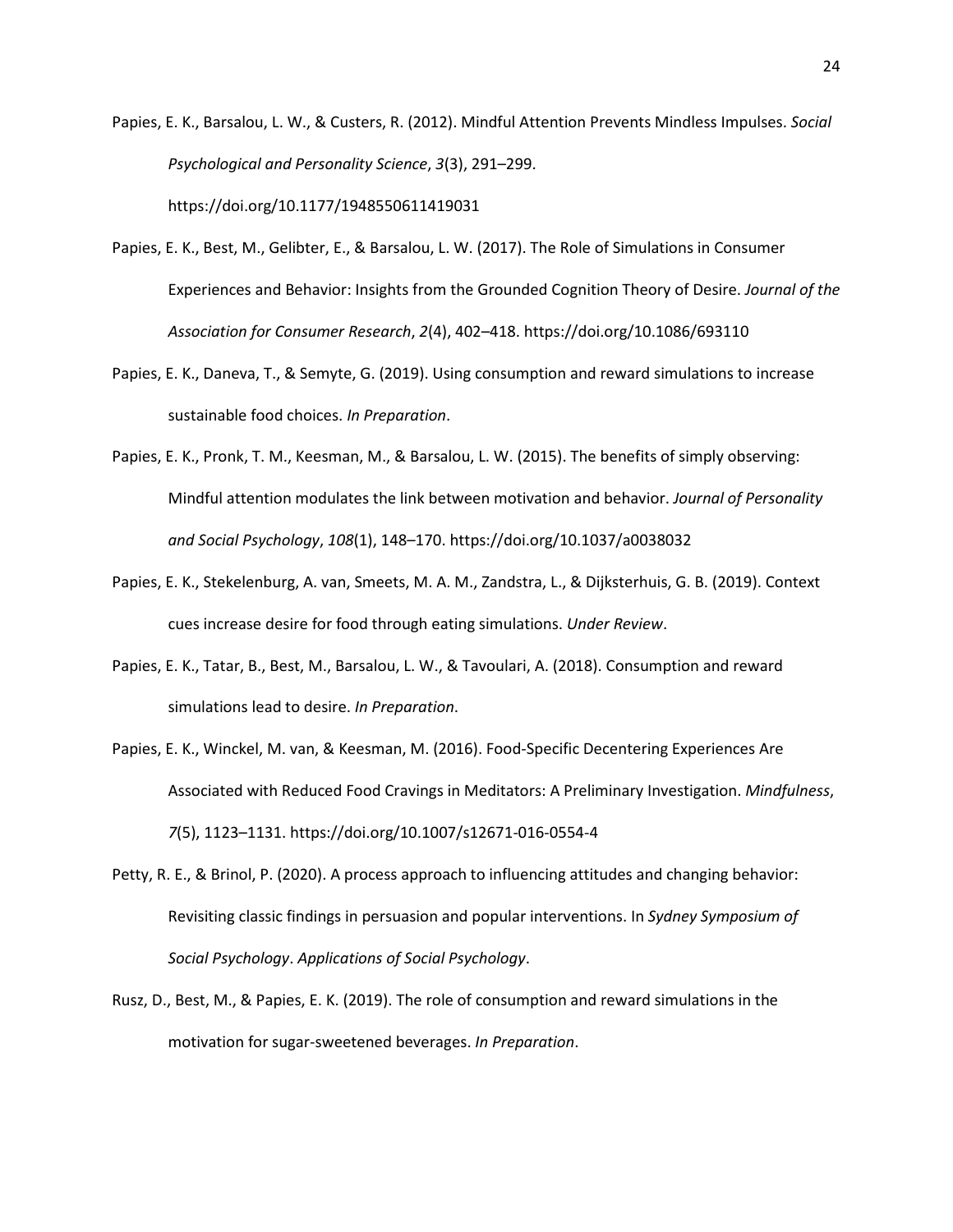Papies, E. K., Barsalou, L. W., & Custers, R. (2012). Mindful Attention Prevents Mindless Impulses. *Social Psychological and Personality Science*, *3*(3), 291–299. https://doi.org/10.1177/1948550611419031

Papies, E. K., Best, M., Gelibter, E., & Barsalou, L. W. (2017). The Role of Simulations in Consumer Experiences and Behavior: Insights from the Grounded Cognition Theory of Desire. *Journal of the Association for Consumer Research*, *2*(4), 402–418. https://doi.org/10.1086/693110

Papies, E. K., Daneva, T., & Semyte, G. (2019). Using consumption and reward simulations to increase sustainable food choices. *In Preparation*.

Papies, E. K., Pronk, T. M., Keesman, M., & Barsalou, L. W. (2015). The benefits of simply observing: Mindful attention modulates the link between motivation and behavior. *Journal of Personality and Social Psychology*, *108*(1), 148–170. https://doi.org/10.1037/a0038032

Papies, E. K., Stekelenburg, A. van, Smeets, M. A. M., Zandstra, L., & Dijksterhuis, G. B. (2019). Context cues increase desire for food through eating simulations. *Under Review*.

Papies, E. K., Tatar, B., Best, M., Barsalou, L. W., & Tavoulari, A. (2018). Consumption and reward simulations lead to desire. *In Preparation*.

Papies, E. K., Winckel, M. van, & Keesman, M. (2016). Food-Specific Decentering Experiences Are Associated with Reduced Food Cravings in Meditators: A Preliminary Investigation. *Mindfulness*, *7*(5), 1123–1131. https://doi.org/10.1007/s12671-016-0554-4

Petty, R. E., & Brinol, P. (2020). A process approach to influencing attitudes and changing behavior: Revisiting classic findings in persuasion and popular interventions. In *Sydney Symposium of Social Psychology*. *Applications of Social Psychology*.

Rusz, D., Best, M., & Papies, E. K. (2019). The role of consumption and reward simulations in the motivation for sugar-sweetened beverages. *In Preparation*.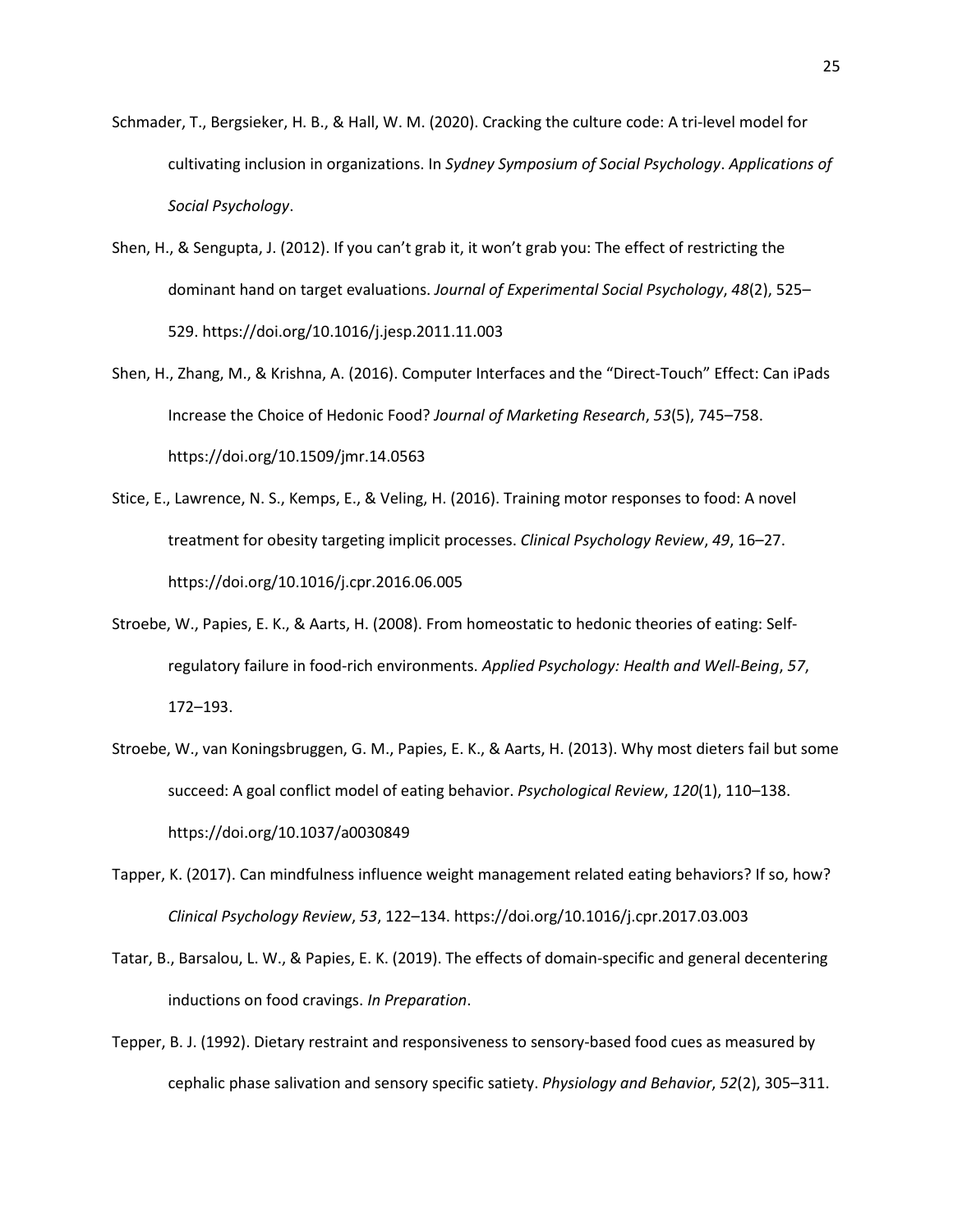Schmader, T., Bergsieker, H. B., & Hall, W. M. (2020). Cracking the culture code: A tri-level model for cultivating inclusion in organizations. In *Sydney Symposium of Social Psychology*. *Applications of Social Psychology*.

Shen, H., & Sengupta, J. (2012). If you can't grab it, it won't grab you: The effect of restricting the dominant hand on target evaluations. *Journal of Experimental Social Psychology*, *48*(2), 525–529. https://doi.org/10.1016/j.jesp.2011.11.003

Shen, H., Zhang, M., & Krishna, A. (2016). Computer Interfaces and the "Direct-Touch" Effect: Can iPads Increase the Choice of Hedonic Food? *Journal of Marketing Research*, *53*(5), 745–758. https://doi.org/10.1509/jmr.14.0563

Stice, E., Lawrence, N. S., Kemps, E., & Veling, H. (2016). Training motor responses to food: A novel treatment for obesity targeting implicit processes. *Clinical Psychology Review*, *49*, 16–27. https://doi.org/10.1016/j.cpr.2016.06.005

Stroebe, W., Papies, E. K., & Aarts, H. (2008). From homeostatic to hedonic theories of eating: Self-regulatory failure in food-rich environments. *Applied Psychology: Health and Well-Being*, *57*, 172–193.

Stroebe, W., van Koningsbruggen, G. M., Papies, E. K., & Aarts, H. (2013). Why most dieters fail but some succeed: A goal conflict model of eating behavior. *Psychological Review*, *120*(1), 110–138. https://doi.org/10.1037/a0030849

Tapper, K. (2017). Can mindfulness influence weight management related eating behaviors? If so, how? *Clinical Psychology Review*, *53*, 122–134. https://doi.org/10.1016/j.cpr.2017.03.003

Tatar, B., Barsalou, L. W., & Papies, E. K. (2019). The effects of domain-specific and general decentering inductions on food cravings. *In Preparation*.

Tepper, B. J. (1992). Dietary restraint and responsiveness to sensory-based food cues as measured by cephalic phase salivation and sensory specific satiety. *Physiology and Behavior*, *52*(2), 305–311.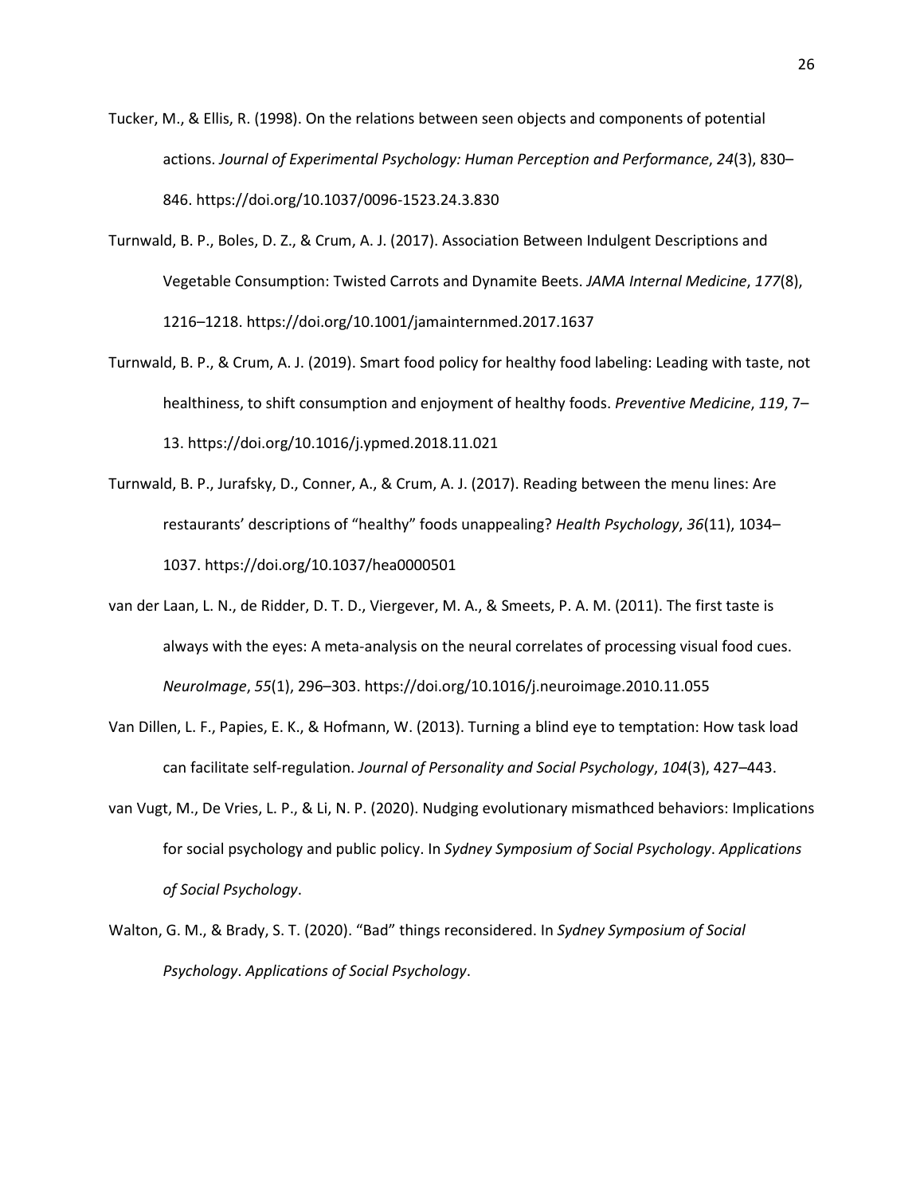Tucker, M., & Ellis, R. (1998). On the relations between seen objects and components of potential actions. *Journal of Experimental Psychology: Human Perception and Performance*, *24*(3), 830–846. https://doi.org/10.1037/0096-1523.24.3.830

Turnwald, B. P., Boles, D. Z., & Crum, A. J. (2017). Association Between Indulgent Descriptions and Vegetable Consumption: Twisted Carrots and Dynamite Beets. *JAMA Internal Medicine*, *177*(8), 1216–1218. https://doi.org/10.1001/jamainternmed.2017.1637

Turnwald, B. P., & Crum, A. J. (2019). Smart food policy for healthy food labeling: Leading with taste, not healthiness, to shift consumption and enjoyment of healthy foods. *Preventive Medicine*, *119*, 7–13. https://doi.org/10.1016/j.ypmed.2018.11.021

Turnwald, B. P., Jurafsky, D., Conner, A., & Crum, A. J. (2017). Reading between the menu lines: Are restaurants' descriptions of "healthy" foods unappealing? *Health Psychology*, *36*(11), 1034–1037. https://doi.org/10.1037/hea0000501

van der Laan, L. N., de Ridder, D. T. D., Viergever, M. A., & Smeets, P. A. M. (2011). The first taste is always with the eyes: A meta-analysis on the neural correlates of processing visual food cues. *NeuroImage*, *55*(1), 296–303. https://doi.org/10.1016/j.neuroimage.2010.11.055

Van Dillen, L. F., Papies, E. K., & Hofmann, W. (2013). Turning a blind eye to temptation: How task load can facilitate self-regulation. *Journal of Personality and Social Psychology*, *104*(3), 427–443.

van Vugt, M., De Vries, L. P., & Li, N. P. (2020). Nudging evolutionary mismathced behaviors: Implications for social psychology and public policy. In *Sydney Symposium of Social Psychology*. *Applications of Social Psychology*.

Walton, G. M., & Brady, S. T. (2020). "Bad" things reconsidered. In *Sydney Symposium of Social Psychology*. *Applications of Social Psychology*.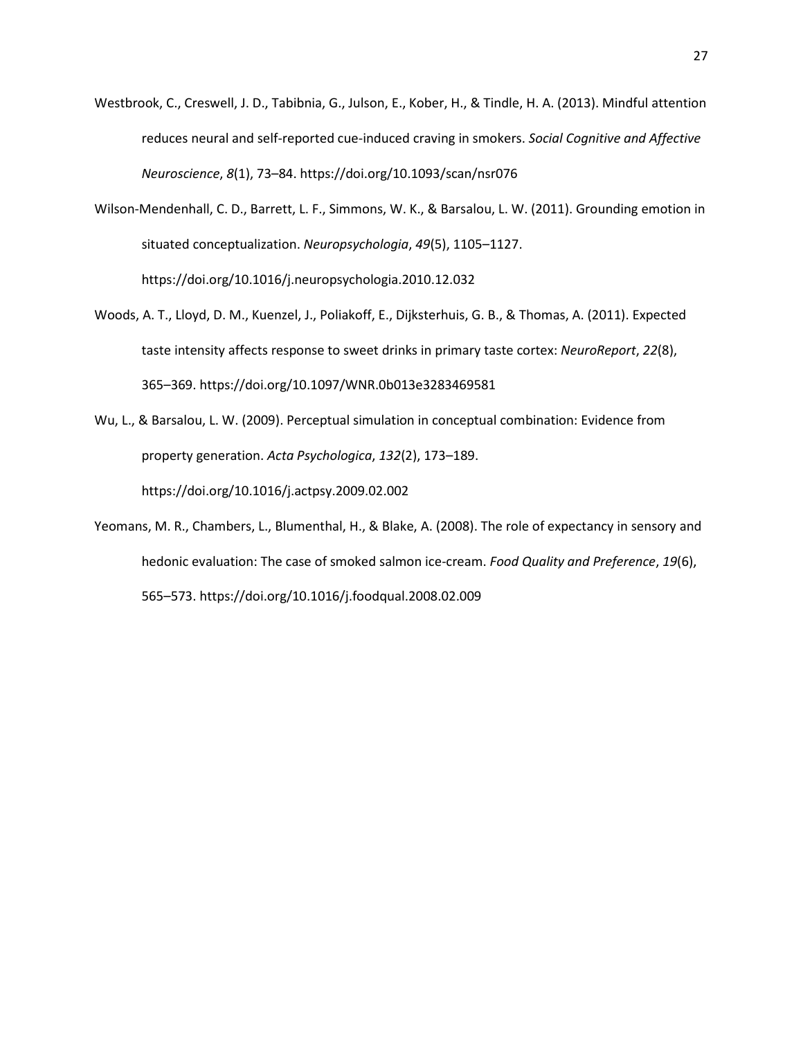Westbrook, C., Creswell, J. D., Tabibnia, G., Julson, E., Kober, H., & Tindle, H. A. (2013). Mindful attention reduces neural and self-reported cue-induced craving in smokers. *Social Cognitive and Affective Neuroscience*, *8*(1), 73–84. https://doi.org/10.1093/scan/nsr076

Wilson-Mendenhall, C. D., Barrett, L. F., Simmons, W. K., & Barsalou, L. W. (2011). Grounding emotion in situated conceptualization. *Neuropsychologia*, *49*(5), 1105–1127. https://doi.org/10.1016/j.neuropsychologia.2010.12.032

Woods, A. T., Lloyd, D. M., Kuenzel, J., Poliakoff, E., Dijksterhuis, G. B., & Thomas, A. (2011). Expected taste intensity affects response to sweet drinks in primary taste cortex: *NeuroReport*, *22*(8), 365–369. https://doi.org/10.1097/WNR.0b013e3283469581

Wu, L., & Barsalou, L. W. (2009). Perceptual simulation in conceptual combination: Evidence from property generation. *Acta Psychologica*, *132*(2), 173–189. https://doi.org/10.1016/j.actpsy.2009.02.002

Yeomans, M. R., Chambers, L., Blumenthal, H., & Blake, A. (2008). The role of expectancy in sensory and hedonic evaluation: The case of smoked salmon ice-cream. *Food Quality and Preference*, *19*(6), 565–573. https://doi.org/10.1016/j.foodqual.2008.02.009